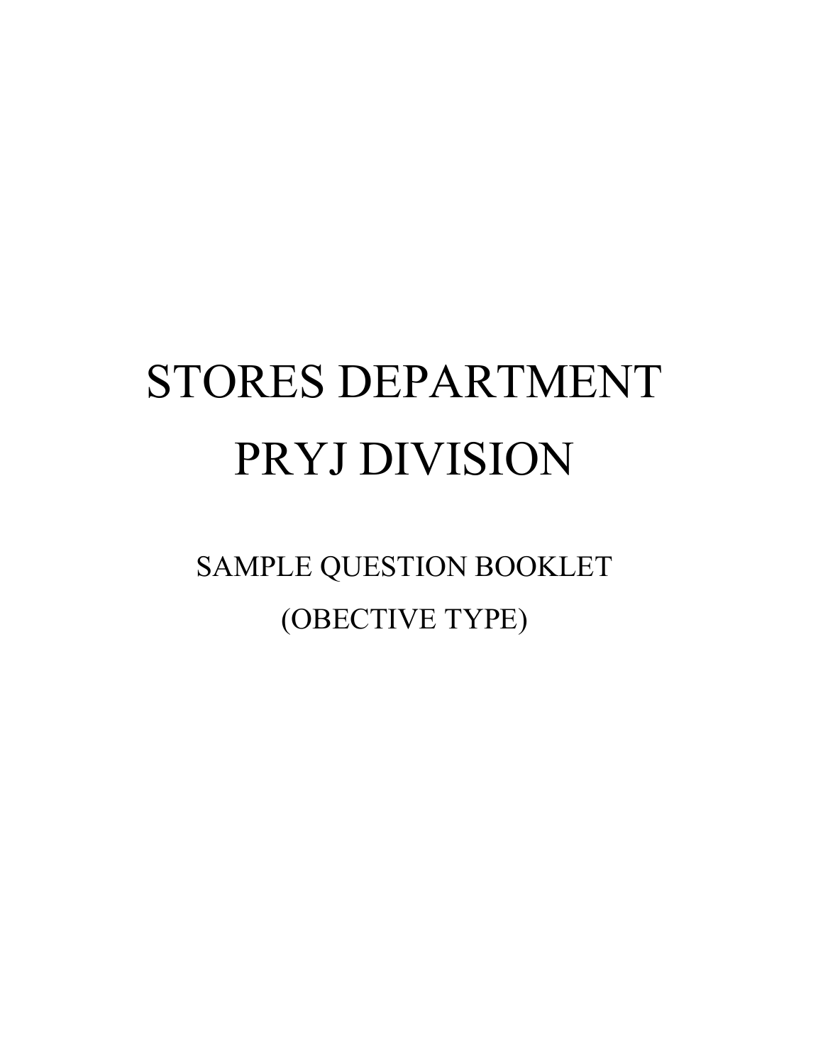# STORES DEPARTMENT
# PRYJ DIVISION

## SAMPLE QUESTION BOOKLET
## (OBECTIVE TYPE)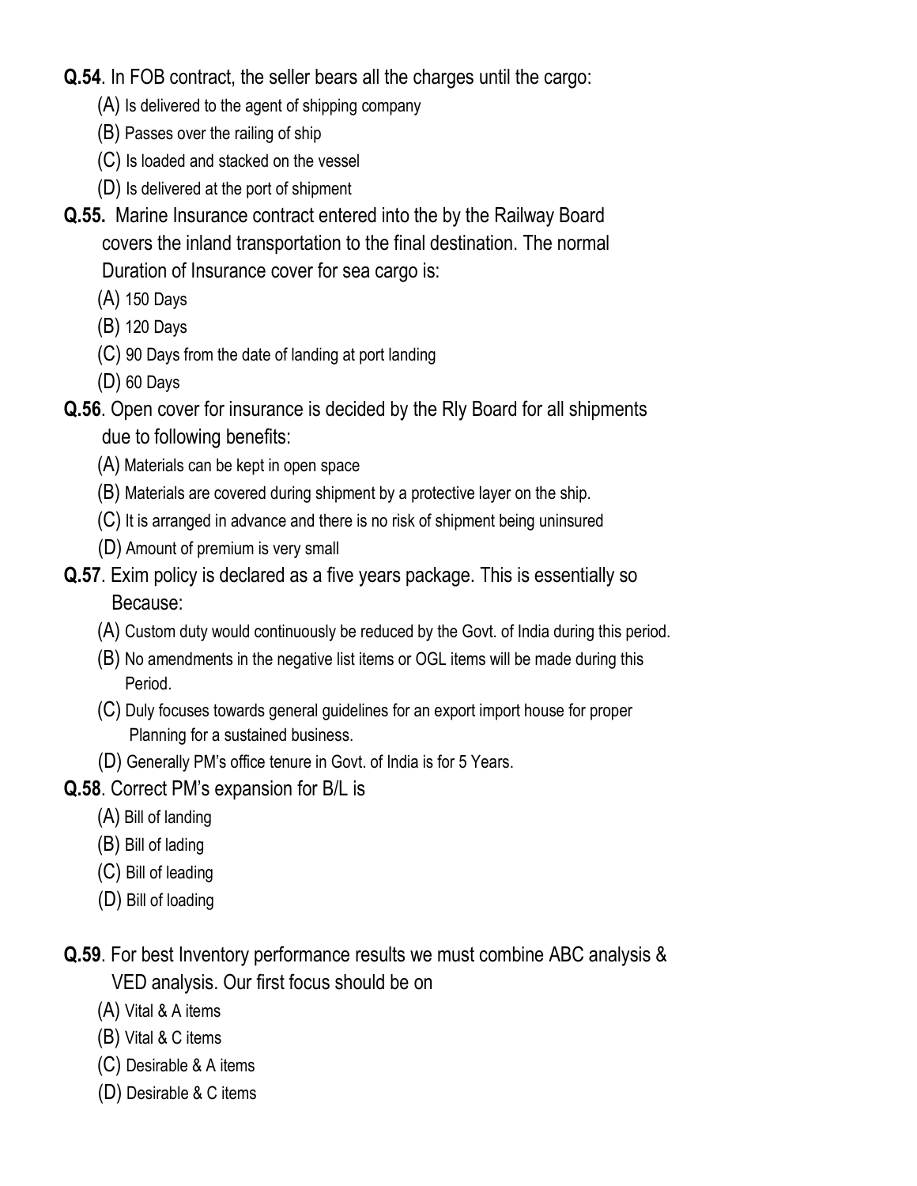**Q.54**. In FOB contract, the seller bears all the charges until the cargo:

(A) Is delivered to the agent of shipping company

(B) Passes over the railing of ship

(C) Is loaded and stacked on the vessel

(D) Is delivered at the port of shipment

**Q.55.** Marine Insurance contract entered into the by the Railway Board covers the inland transportation to the final destination. The normal Duration of Insurance cover for sea cargo is:

(A) 150 Days

(B) 120 Days

(C) 90 Days from the date of landing at port landing

(D) 60 Days

**Q.56**. Open cover for insurance is decided by the Rly Board for all shipments due to following benefits:

(A) Materials can be kept in open space

(B) Materials are covered during shipment by a protective layer on the ship.

(C) It is arranged in advance and there is no risk of shipment being uninsured

(D) Amount of premium is very small

**Q.57**. Exim policy is declared as a five years package. This is essentially so Because:

(A) Custom duty would continuously be reduced by the Govt. of India during this period.

(B) No amendments in the negative list items or OGL items will be made during this Period.

(C) Duly focuses towards general guidelines for an export import house for proper Planning for a sustained business.

(D) Generally PM's office tenure in Govt. of India is for 5 Years.

**Q.58**. Correct PM's expansion for B/L is

(A) Bill of landing

(B) Bill of lading

(C) Bill of leading

(D) Bill of loading

**Q.59**. For best Inventory performance results we must combine ABC analysis & VED analysis. Our first focus should be on

(A) Vital & A items

(B) Vital & C items

(C) Desirable & A items

(D) Desirable & C items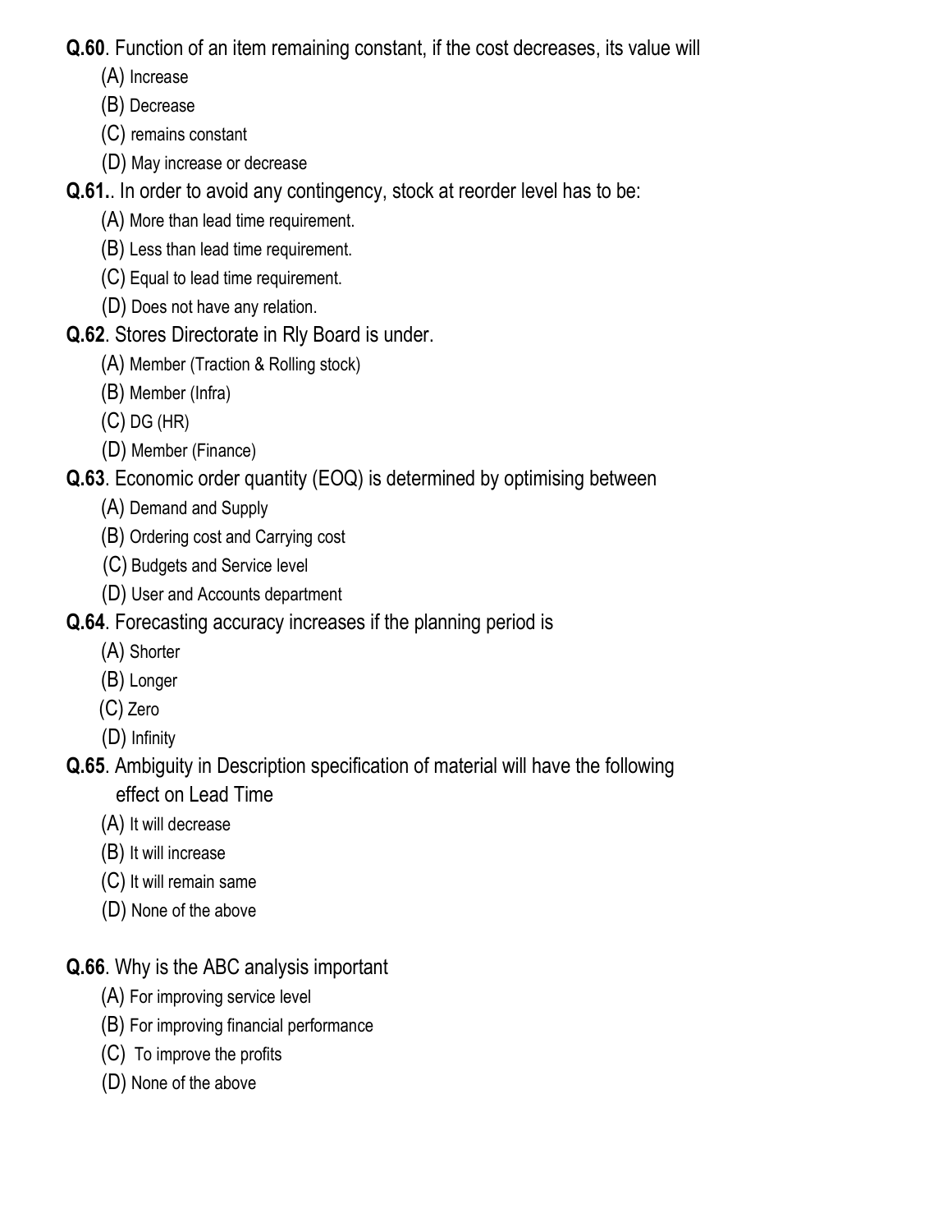**Q.60**. Function of an item remaining constant, if the cost decreases, its value will

(A) Increase

(B) Decrease

(C) remains constant

(D) May increase or decrease

**Q.61.**. In order to avoid any contingency, stock at reorder level has to be:

(A) More than lead time requirement.

(B) Less than lead time requirement.

(C) Equal to lead time requirement.

(D) Does not have any relation.

**Q.62**. Stores Directorate in Rly Board is under.

(A) Member (Traction & Rolling stock)

(B) Member (Infra)

(C) DG (HR)

(D) Member (Finance)

**Q.63**. Economic order quantity (EOQ) is determined by optimising between

(A) Demand and Supply

(B) Ordering cost and Carrying cost

(C) Budgets and Service level

(D) User and Accounts department

**Q.64**. Forecasting accuracy increases if the planning period is

(A) Shorter

(B) Longer

(C) Zero

(D) Infinity

**Q.65**. Ambiguity in Description specification of material will have the following effect on Lead Time

(A) It will decrease

(B) It will increase

(C) It will remain same

(D) None of the above

**Q.66**. Why is the ABC analysis important

(A) For improving service level

(B) For improving financial performance

(C) To improve the profits

(D) None of the above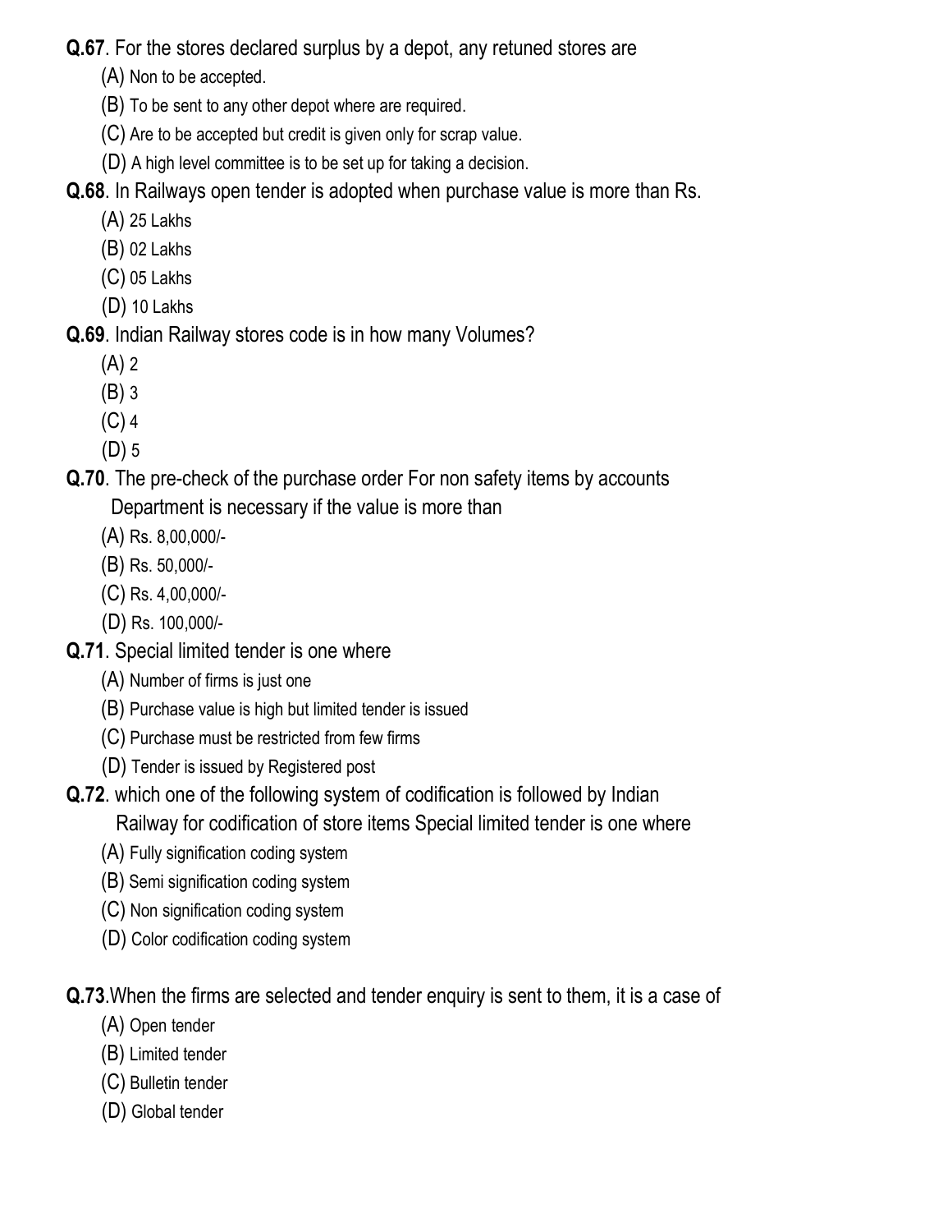**Q.67**. For the stores declared surplus by a depot, any retuned stores are

(A) Non to be accepted.

(B) To be sent to any other depot where are required.

(C) Are to be accepted but credit is given only for scrap value.

(D) A high level committee is to be set up for taking a decision.

**Q.68**. In Railways open tender is adopted when purchase value is more than Rs.

(A) 25 Lakhs

(B) 02 Lakhs

(C) 05 Lakhs

(D) 10 Lakhs

**Q.69**. Indian Railway stores code is in how many Volumes?

(A) 2

(B) 3

(C) 4

(D) 5

**Q.70**. The pre-check of the purchase order For non safety items by accounts Department is necessary if the value is more than

(A) Rs. 8,00,000/-

(B) Rs. 50,000/-

(C) Rs. 4,00,000/-

(D) Rs. 100,000/-

**Q.71**. Special limited tender is one where

(A) Number of firms is just one

(B) Purchase value is high but limited tender is issued

(C) Purchase must be restricted from few firms

(D) Tender is issued by Registered post

**Q.72**. which one of the following system of codification is followed by Indian Railway for codification of store items Special limited tender is one where

(A) Fully signification coding system

(B) Semi signification coding system

(C) Non signification coding system

(D) Color codification coding system

**Q.73**.When the firms are selected and tender enquiry is sent to them, it is a case of

(A) Open tender

(B) Limited tender

(C) Bulletin tender

(D) Global tender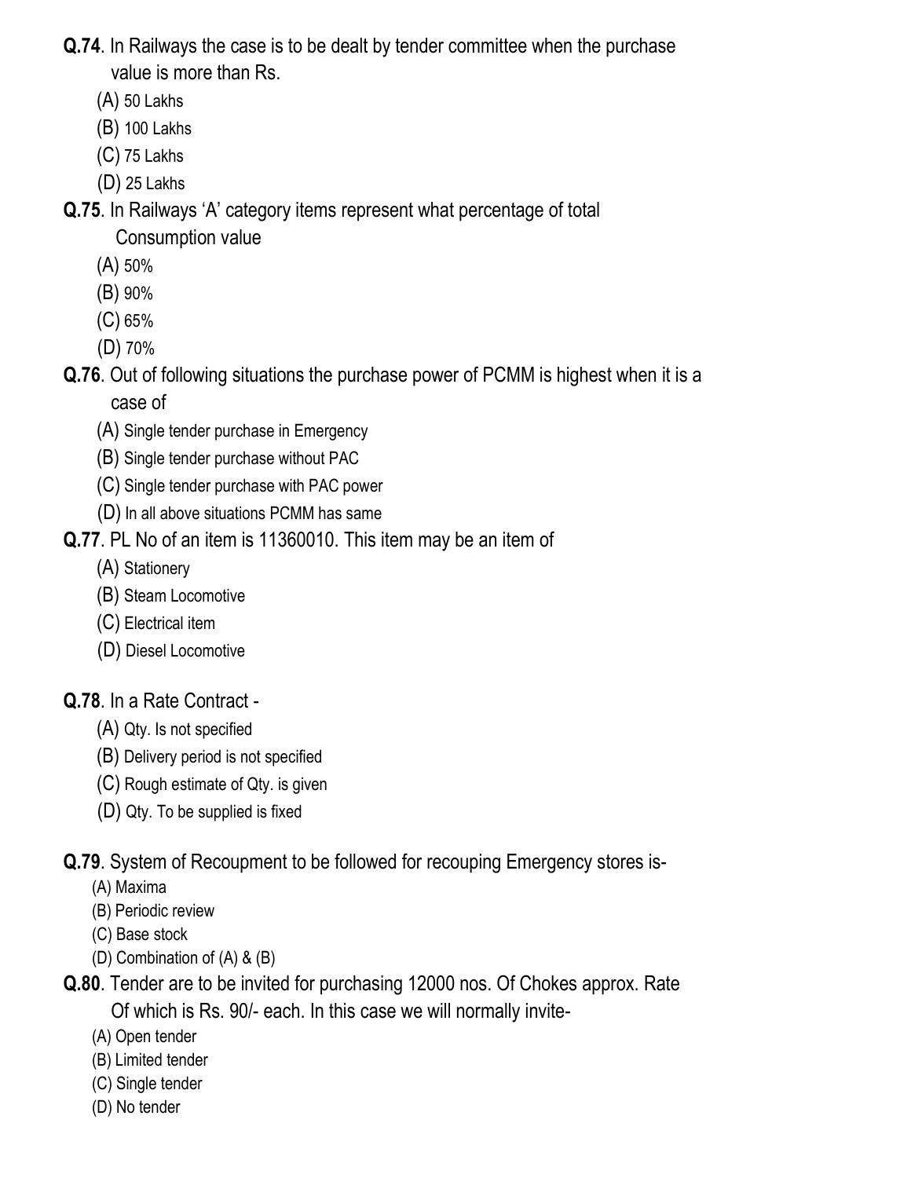**Q.74**. In Railways the case is to be dealt by tender committee when the purchase value is more than Rs.

(A) 50 Lakhs
(B) 100 Lakhs
(C) 75 Lakhs
(D) 25 Lakhs

**Q.75**. In Railways 'A' category items represent what percentage of total Consumption value

(A) 50%
(B) 90%
(C) 65%
(D) 70%

**Q.76**. Out of following situations the purchase power of PCMM is highest when it is a case of

(A) Single tender purchase in Emergency
(B) Single tender purchase without PAC
(C) Single tender purchase with PAC power
(D) In all above situations PCMM has same

**Q.77**. PL No of an item is 11360010. This item may be an item of

(A) Stationery
(B) Steam Locomotive
(C) Electrical item
(D) Diesel Locomotive

**Q.78**. In a Rate Contract -

(A) Qty. Is not specified
(B) Delivery period is not specified
(C) Rough estimate of Qty. is given
(D) Qty. To be supplied is fixed

**Q.79**. System of Recoupment to be followed for recouping Emergency stores is-

(A) Maxima
(B) Periodic review
(C) Base stock
(D) Combination of (A) & (B)

**Q.80**. Tender are to be invited for purchasing 12000 nos. Of Chokes approx. Rate Of which is Rs. 90/- each. In this case we will normally invite-

(A) Open tender
(B) Limited tender
(C) Single tender
(D) No tender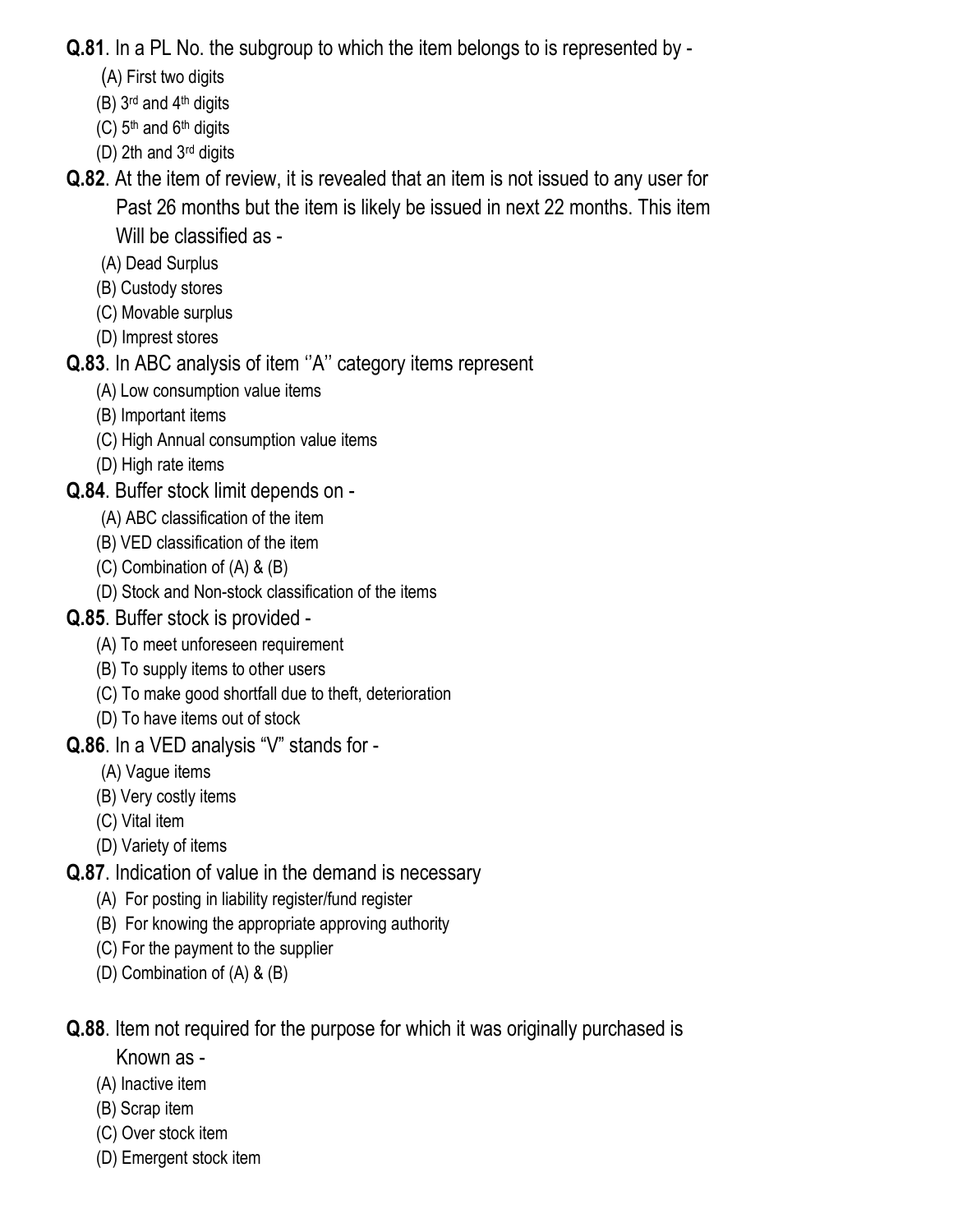**Q.81**. In a PL No. the subgroup to which the item belongs to is represented by -

(A) First two digits
(B) 3rd and 4th digits
(C) 5th and 6th digits
(D) 2th and 3rd digits

**Q.82**. At the item of review, it is revealed that an item is not issued to any user for Past 26 months but the item is likely be issued in next 22 months. This item Will be classified as -

(A) Dead Surplus
(B) Custody stores
(C) Movable surplus
(D) Imprest stores

**Q.83**. In ABC analysis of item ''A'' category items represent

(A) Low consumption value items
(B) Important items
(C) High Annual consumption value items
(D) High rate items

**Q.84**. Buffer stock limit depends on -

(A) ABC classification of the item
(B) VED classification of the item
(C) Combination of (A) & (B)
(D) Stock and Non-stock classification of the items

**Q.85**. Buffer stock is provided -

(A) To meet unforeseen requirement
(B) To supply items to other users
(C) To make good shortfall due to theft, deterioration
(D) To have items out of stock

**Q.86**. In a VED analysis "V" stands for -

(A) Vague items
(B) Very costly items
(C) Vital item
(D) Variety of items

**Q.87**. Indication of value in the demand is necessary

(A) For posting in liability register/fund register
(B) For knowing the appropriate approving authority
(C) For the payment to the supplier
(D) Combination of (A) & (B)

**Q.88**. Item not required for the purpose for which it was originally purchased is Known as -

(A) Inactive item
(B) Scrap item
(C) Over stock item
(D) Emergent stock item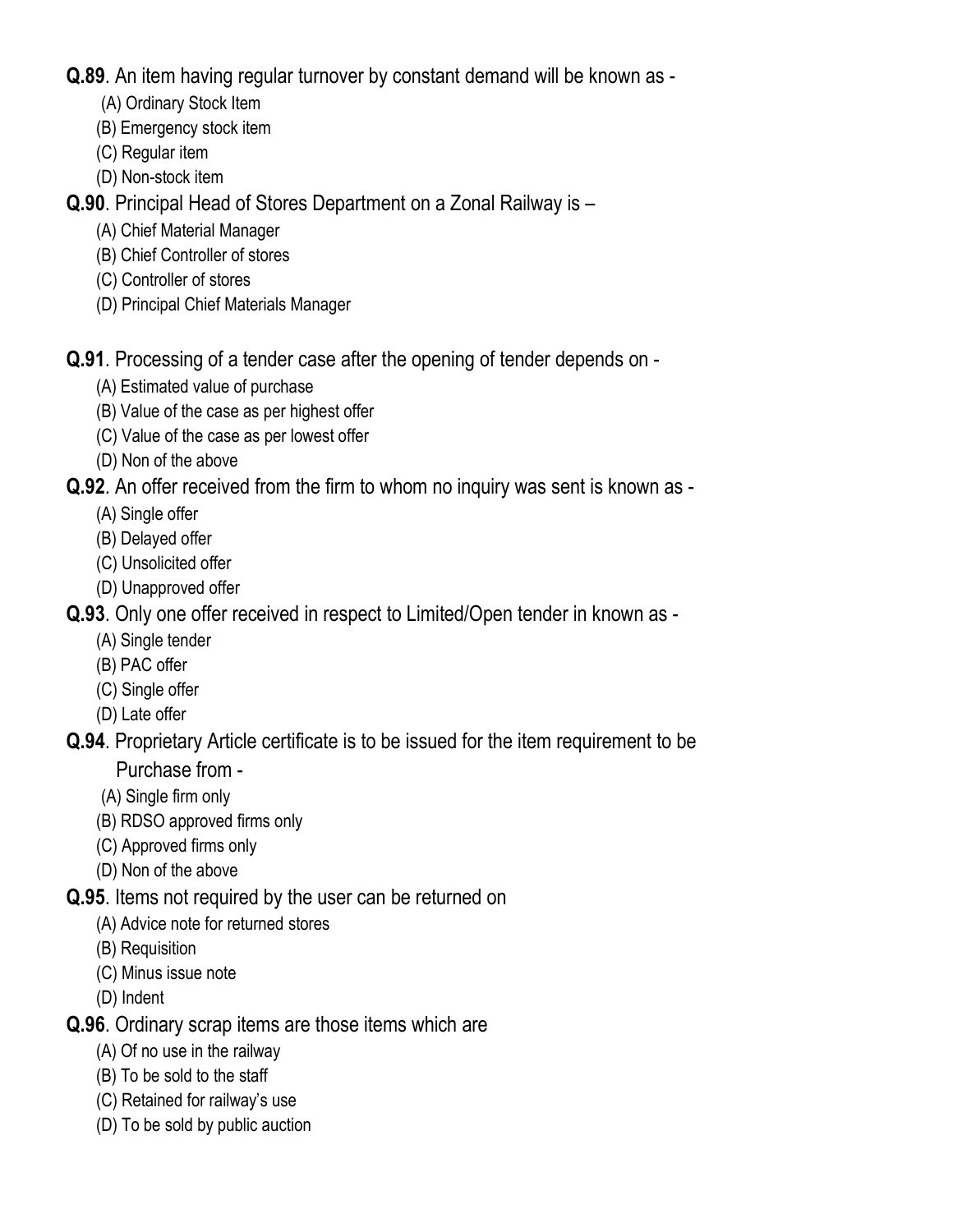**Q.89**. An item having regular turnover by constant demand will be known as -

(A) Ordinary Stock Item
(B) Emergency stock item
(C) Regular item
(D) Non-stock item

**Q.90**. Principal Head of Stores Department on a Zonal Railway is –

(A) Chief Material Manager
(B) Chief Controller of stores
(C) Controller of stores
(D) Principal Chief Materials Manager

**Q.91**. Processing of a tender case after the opening of tender depends on -

(A) Estimated value of purchase
(B) Value of the case as per highest offer
(C) Value of the case as per lowest offer
(D) Non of the above

**Q.92**. An offer received from the firm to whom no inquiry was sent is known as -

(A) Single offer
(B) Delayed offer
(C) Unsolicited offer
(D) Unapproved offer

**Q.93**. Only one offer received in respect to Limited/Open tender in known as -

(A) Single tender
(B) PAC offer
(C) Single offer
(D) Late offer

**Q.94**. Proprietary Article certificate is to be issued for the item requirement to be Purchase from -

(A) Single firm only
(B) RDSO approved firms only
(C) Approved firms only
(D) Non of the above

**Q.95**. Items not required by the user can be returned on

(A) Advice note for returned stores
(B) Requisition
(C) Minus issue note
(D) Indent

**Q.96**. Ordinary scrap items are those items which are

(A) Of no use in the railway
(B) To be sold to the staff
(C) Retained for railway's use
(D) To be sold by public auction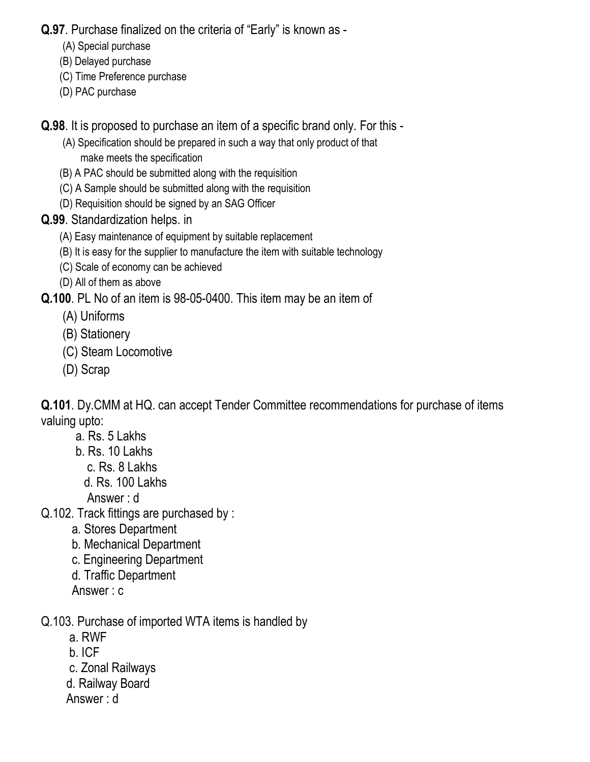**Q.97**. Purchase finalized on the criteria of "Early" is known as -

(A) Special purchase
(B) Delayed purchase
(C) Time Preference purchase
(D) PAC purchase

**Q.98**. It is proposed to purchase an item of a specific brand only. For this -

(A) Specification should be prepared in such a way that only product of that make meets the specification
(B) A PAC should be submitted along with the requisition
(C) A Sample should be submitted along with the requisition
(D) Requisition should be signed by an SAG Officer

**Q.99**. Standardization helps. in

(A) Easy maintenance of equipment by suitable replacement
(B) It is easy for the supplier to manufacture the item with suitable technology
(C) Scale of economy can be achieved
(D) All of them as above

**Q.100**. PL No of an item is 98-05-0400. This item may be an item of

(A) Uniforms
(B) Stationery
(C) Steam Locomotive
(D) Scrap

**Q.101**. Dy.CMM at HQ. can accept Tender Committee recommendations for purchase of items valuing upto:

a. Rs. 5 Lakhs
b. Rs. 10 Lakhs
c. Rs. 8 Lakhs
d. Rs. 100 Lakhs

Answer : d

Q.102. Track fittings are purchased by :

a. Stores Department
b. Mechanical Department
c. Engineering Department
d. Traffic Department

Answer : c

Q.103. Purchase of imported WTA items is handled by

a. RWF
b. ICF
c. Zonal Railways
d. Railway Board

Answer : d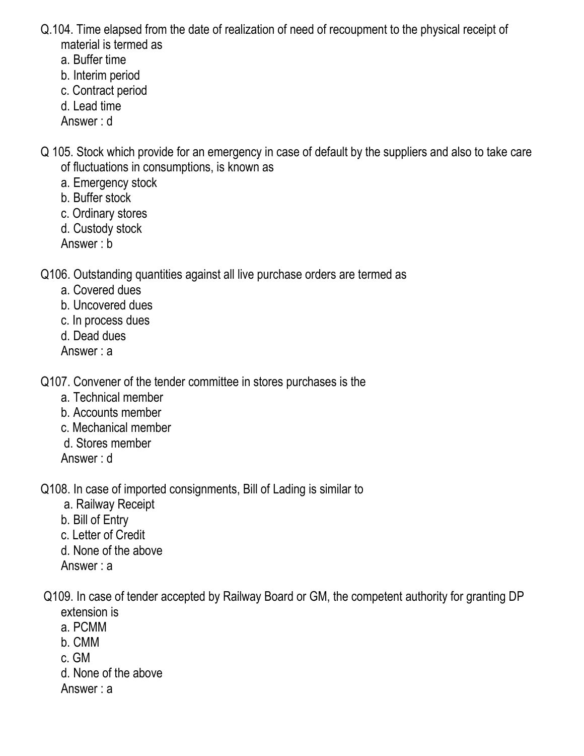Q.104. Time elapsed from the date of realization of need of recoupment to the physical receipt of material is termed as

a. Buffer time
b. Interim period
c. Contract period
d. Lead time

Answer : d

Q 105. Stock which provide for an emergency in case of default by the suppliers and also to take care of fluctuations in consumptions, is known as

a. Emergency stock
b. Buffer stock
c. Ordinary stores
d. Custody stock

Answer : b

Q106. Outstanding quantities against all live purchase orders are termed as

a. Covered dues
b. Uncovered dues
c. In process dues
d. Dead dues

Answer : a

Q107. Convener of the tender committee in stores purchases is the

a. Technical member
b. Accounts member
c. Mechanical member
d. Stores member

Answer : d

Q108. In case of imported consignments, Bill of Lading is similar to

a. Railway Receipt
b. Bill of Entry
c. Letter of Credit
d. None of the above

Answer : a

Q109. In case of tender accepted by Railway Board or GM, the competent authority for granting DP extension is

a. PCMM
b. CMM
c. GM
d. None of the above

Answer : a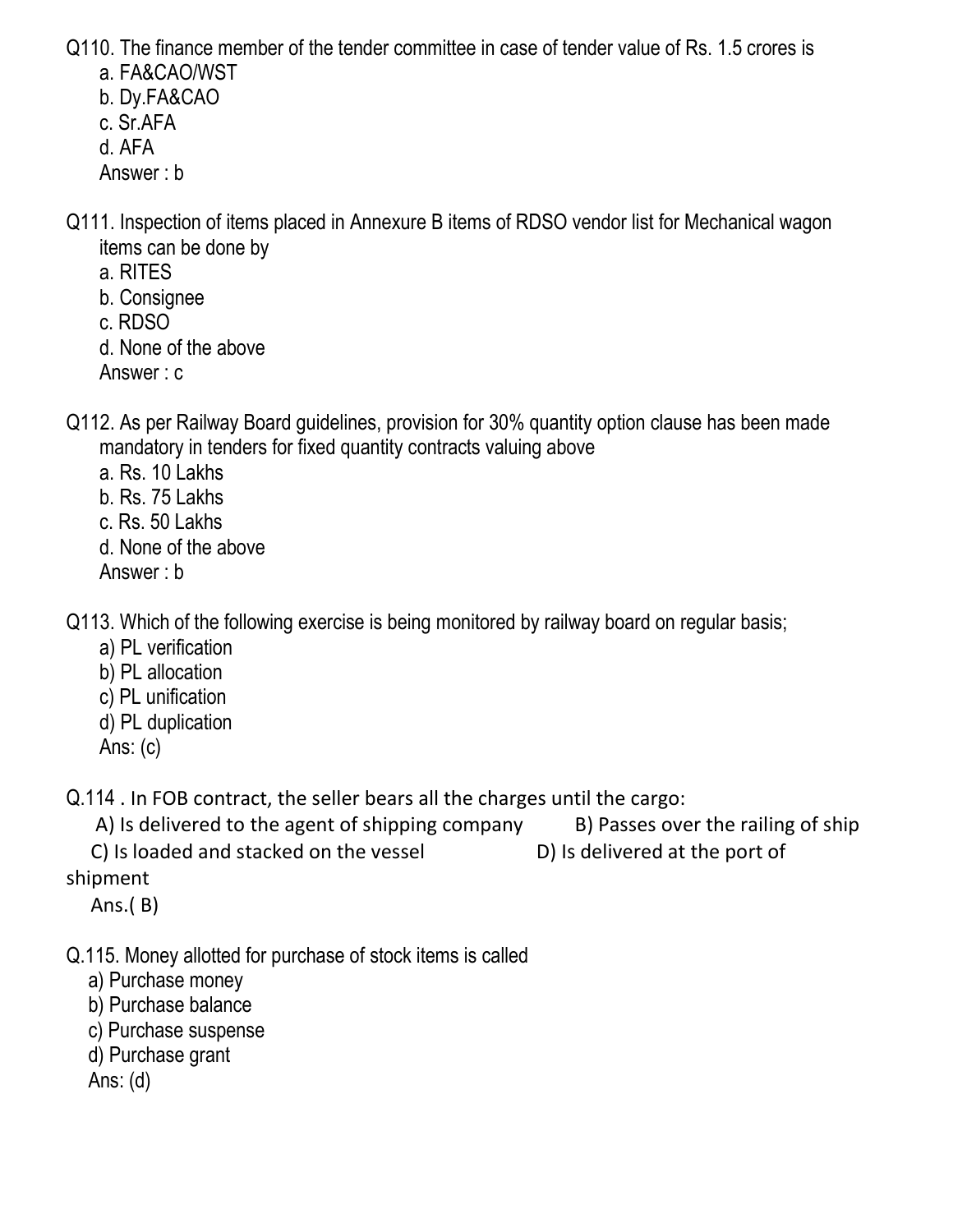Q110. The finance member of the tender committee in case of tender value of Rs. 1.5 crores is

a. FA&CAO/WST
b. Dy.FA&CAO
c. Sr.AFA
d. AFA

Answer : b

Q111. Inspection of items placed in Annexure B items of RDSO vendor list for Mechanical wagon items can be done by

a. RITES
b. Consignee
c. RDSO
d. None of the above

Answer : c

Q112. As per Railway Board guidelines, provision for 30% quantity option clause has been made mandatory in tenders for fixed quantity contracts valuing above

a. Rs. 10 Lakhs
b. Rs. 75 Lakhs
c. Rs. 50 Lakhs
d. None of the above

Answer : b

Q113. Which of the following exercise is being monitored by railway board on regular basis;

a) PL verification
b) PL allocation
c) PL unification
d) PL duplication

Ans: (c)

Q.114 . In FOB contract, the seller bears all the charges until the cargo:

A) Is delivered to the agent of shipping company
B) Passes over the railing of ship
C) Is loaded and stacked on the vessel
D) Is delivered at the port of shipment

Ans.( B)

Q.115. Money allotted for purchase of stock items is called

a) Purchase money
b) Purchase balance
c) Purchase suspense
d) Purchase grant

Ans: (d)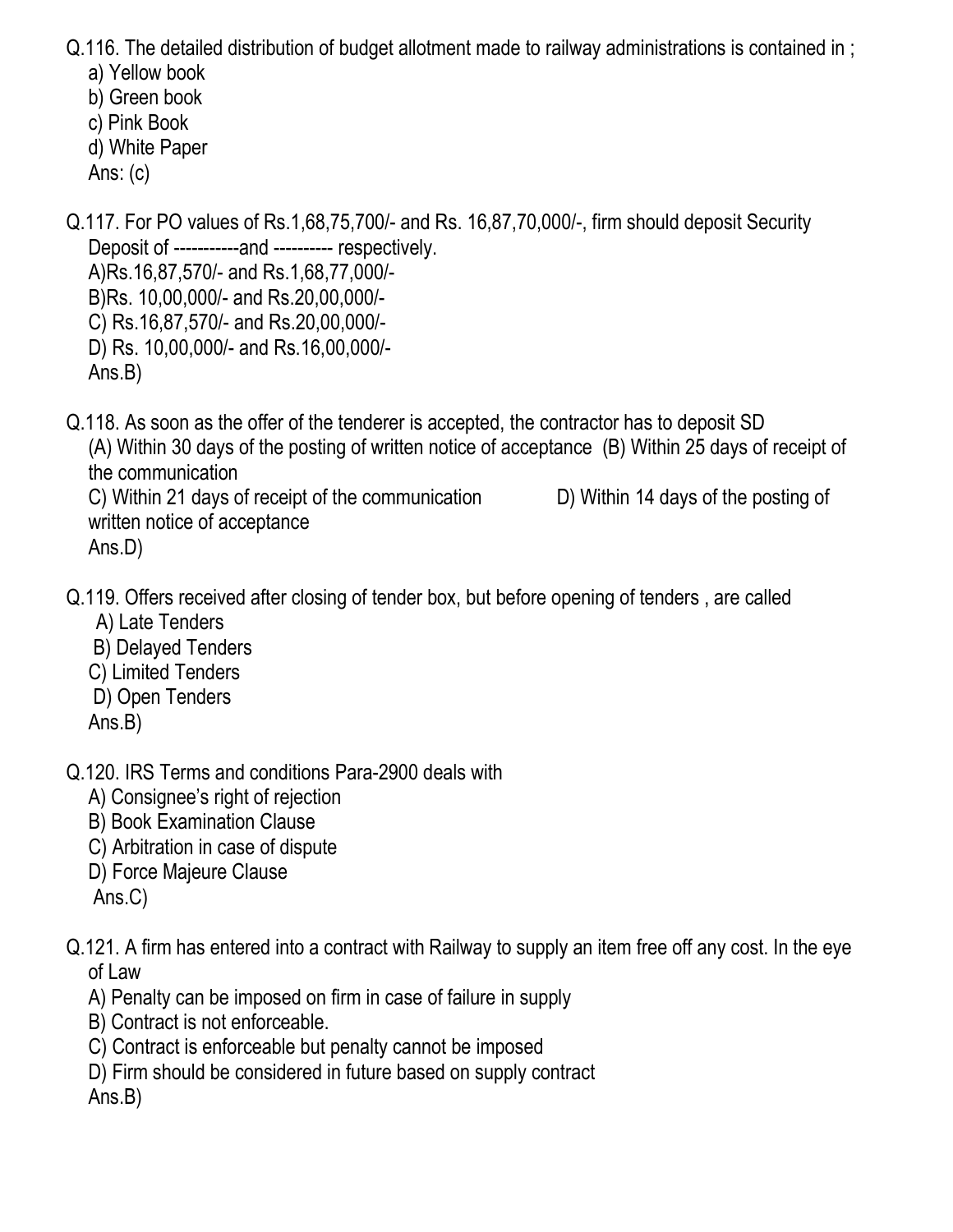Q.116. The detailed distribution of budget allotment made to railway administrations is contained in ;

a) Yellow book
b) Green book
c) Pink Book
d) White Paper
Ans: (c)

Q.117. For PO values of Rs.1,68,75,700/- and Rs. 16,87,70,000/-, firm should deposit Security Deposit of -----------and ---------- respectively.

A)Rs.16,87,570/- and Rs.1,68,77,000/-
B)Rs. 10,00,000/- and Rs.20,00,000/-
C) Rs.16,87,570/- and Rs.20,00,000/-
D) Rs. 10,00,000/- and Rs.16,00,000/-
Ans.B)

Q.118. As soon as the offer of the tenderer is accepted, the contractor has to deposit SD

(A) Within 30 days of the posting of written notice of acceptance (B) Within 25 days of receipt of the communication
C) Within 21 days of receipt of the communication D) Within 14 days of the posting of written notice of acceptance
Ans.D)

Q.119. Offers received after closing of tender box, but before opening of tenders , are called

A) Late Tenders
B) Delayed Tenders
C) Limited Tenders
D) Open Tenders
Ans.B)

Q.120. IRS Terms and conditions Para-2900 deals with

A) Consignee's right of rejection
B) Book Examination Clause
C) Arbitration in case of dispute
D) Force Majeure Clause
Ans.C)

Q.121. A firm has entered into a contract with Railway to supply an item free off any cost. In the eye of Law

A) Penalty can be imposed on firm in case of failure in supply
B) Contract is not enforceable.
C) Contract is enforceable but penalty cannot be imposed
D) Firm should be considered in future based on supply contract
Ans.B)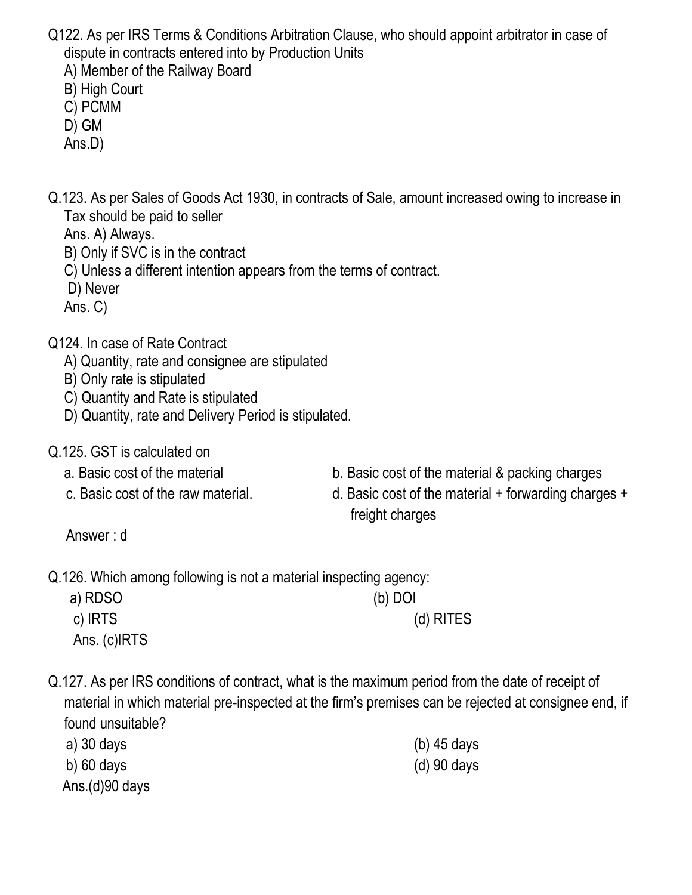Q122. As per IRS Terms & Conditions Arbitration Clause, who should appoint arbitrator in case of dispute in contracts entered into by Production Units

A) Member of the Railway Board
B) High Court
C) PCMM
D) GM
Ans.D)

Q.123. As per Sales of Goods Act 1930, in contracts of Sale, amount increased owing to increase in Tax should be paid to seller

Ans. A) Always.
B) Only if SVC is in the contract
C) Unless a different intention appears from the terms of contract.
D) Never
Ans. C)

Q124. In case of Rate Contract

A) Quantity, rate and consignee are stipulated
B) Only rate is stipulated
C) Quantity and Rate is stipulated
D) Quantity, rate and Delivery Period is stipulated.

Q.125. GST is calculated on

a. Basic cost of the material
b. Basic cost of the material & packing charges
c. Basic cost of the raw material.
d. Basic cost of the material + forwarding charges + freight charges

Answer : d

Q.126. Which among following is not a material inspecting agency:

a) RDSO
(b) DOI
c) IRTS
(d) RITES

Ans. (c)IRTS

Q.127. As per IRS conditions of contract, what is the maximum period from the date of receipt of material in which material pre-inspected at the firm's premises can be rejected at consignee end, if found unsuitable?

a) 30 days
(b) 45 days
b) 60 days
(d) 90 days

Ans.(d)90 days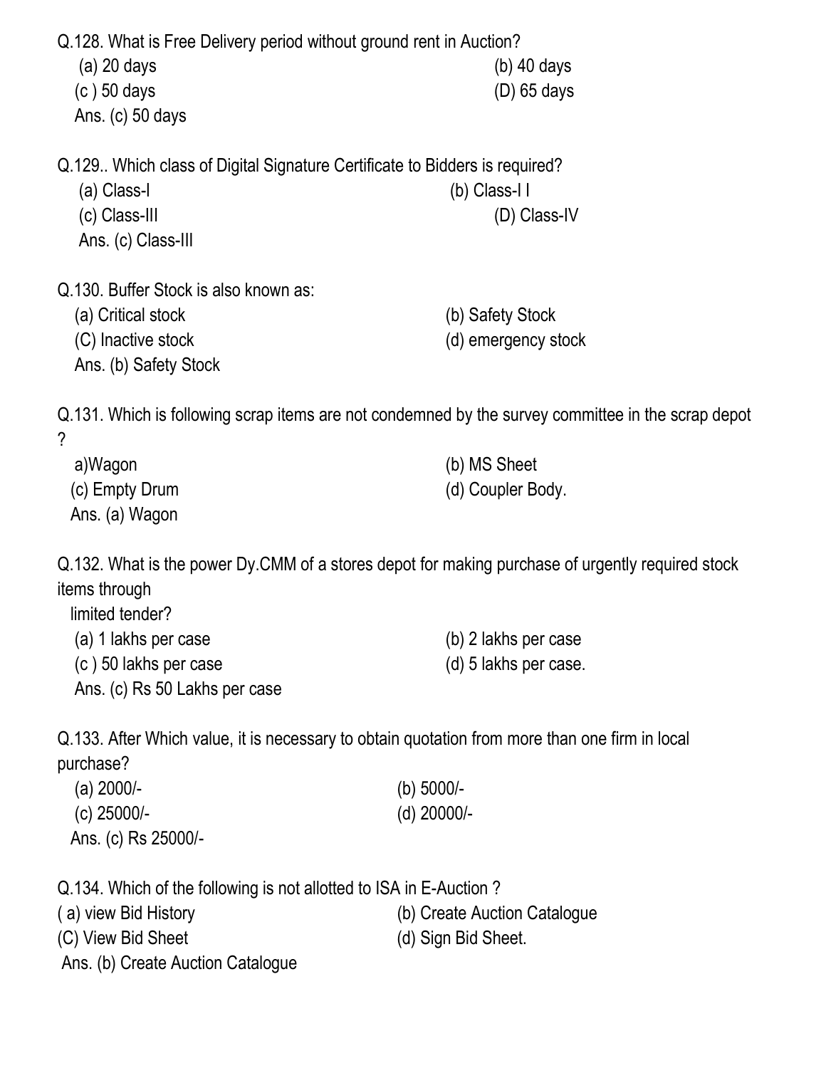Q.128. What is Free Delivery period without ground rent in Auction?

(a) 20 days (b) 40 days
(c ) 50 days (D) 65 days

Ans. (c) 50 days

Q.129.. Which class of Digital Signature Certificate to Bidders is required?

(a) Class-I (b) Class-I I
(c) Class-III (D) Class-IV

Ans. (c) Class-III

Q.130. Buffer Stock is also known as:

(a) Critical stock (b) Safety Stock
(C) Inactive stock (d) emergency stock

Ans. (b) Safety Stock

Q.131. Which is following scrap items are not condemned by the survey committee in the scrap depot ?

a)Wagon (b) MS Sheet
(c) Empty Drum (d) Coupler Body.

Ans. (a) Wagon

Q.132. What is the power Dy.CMM of a stores depot for making purchase of urgently required stock items through limited tender?

(a) 1 lakhs per case (b) 2 lakhs per case
(c ) 50 lakhs per case (d) 5 lakhs per case.

Ans. (c) Rs 50 Lakhs per case

Q.133. After Which value, it is necessary to obtain quotation from more than one firm in local purchase?

(a) 2000/- (b) 5000/-
(c) 25000/- (d) 20000/-

Ans. (c) Rs 25000/-

Q.134. Which of the following is not allotted to ISA in E-Auction ?

( a) view Bid History (b) Create Auction Catalogue
(C) View Bid Sheet (d) Sign Bid Sheet.

Ans. (b) Create Auction Catalogue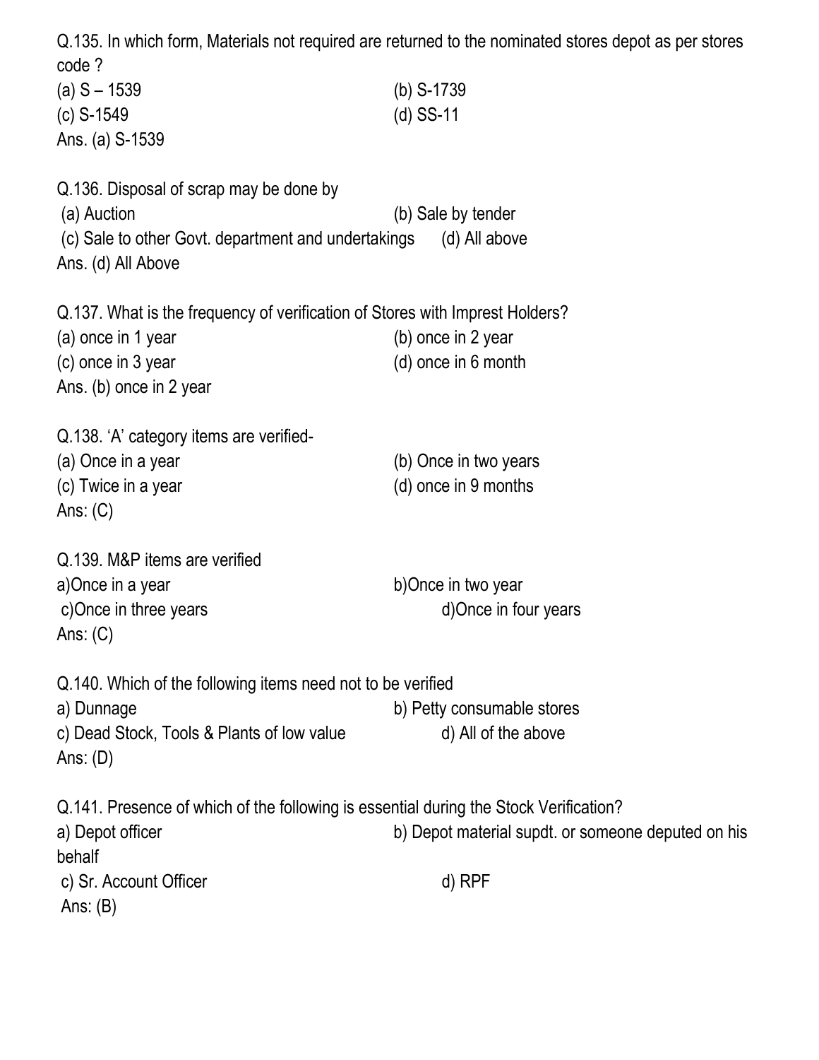Q.135. In which form, Materials not required are returned to the nominated stores depot as per stores code ?

(a) S – 1539
(b) S-1739
(c) S-1549
(d) SS-11

Ans. (a) S-1539

Q.136. Disposal of scrap may be done by

(a) Auction
(b) Sale by tender
(c) Sale to other Govt. department and undertakings
(d) All above

Ans. (d) All Above

Q.137. What is the frequency of verification of Stores with Imprest Holders?

(a) once in 1 year
(b) once in 2 year
(c) once in 3 year
(d) once in 6 month

Ans. (b) once in 2 year

Q.138. 'A' category items are verified-

(a) Once in a year
(b) Once in two years
(c) Twice in a year
(d) once in 9 months

Ans: (C)

Q.139. M&P items are verified

a)Once in a year
b)Once in two year
c)Once in three years
d)Once in four years

Ans: (C)

Q.140. Which of the following items need not to be verified

a) Dunnage
b) Petty consumable stores
c) Dead Stock, Tools & Plants of low value
d) All of the above

Ans: (D)

Q.141. Presence of which of the following is essential during the Stock Verification?

a) Depot officer
b) Depot material supdt. or someone deputed on his behalf
c) Sr. Account Officer
d) RPF

Ans: (B)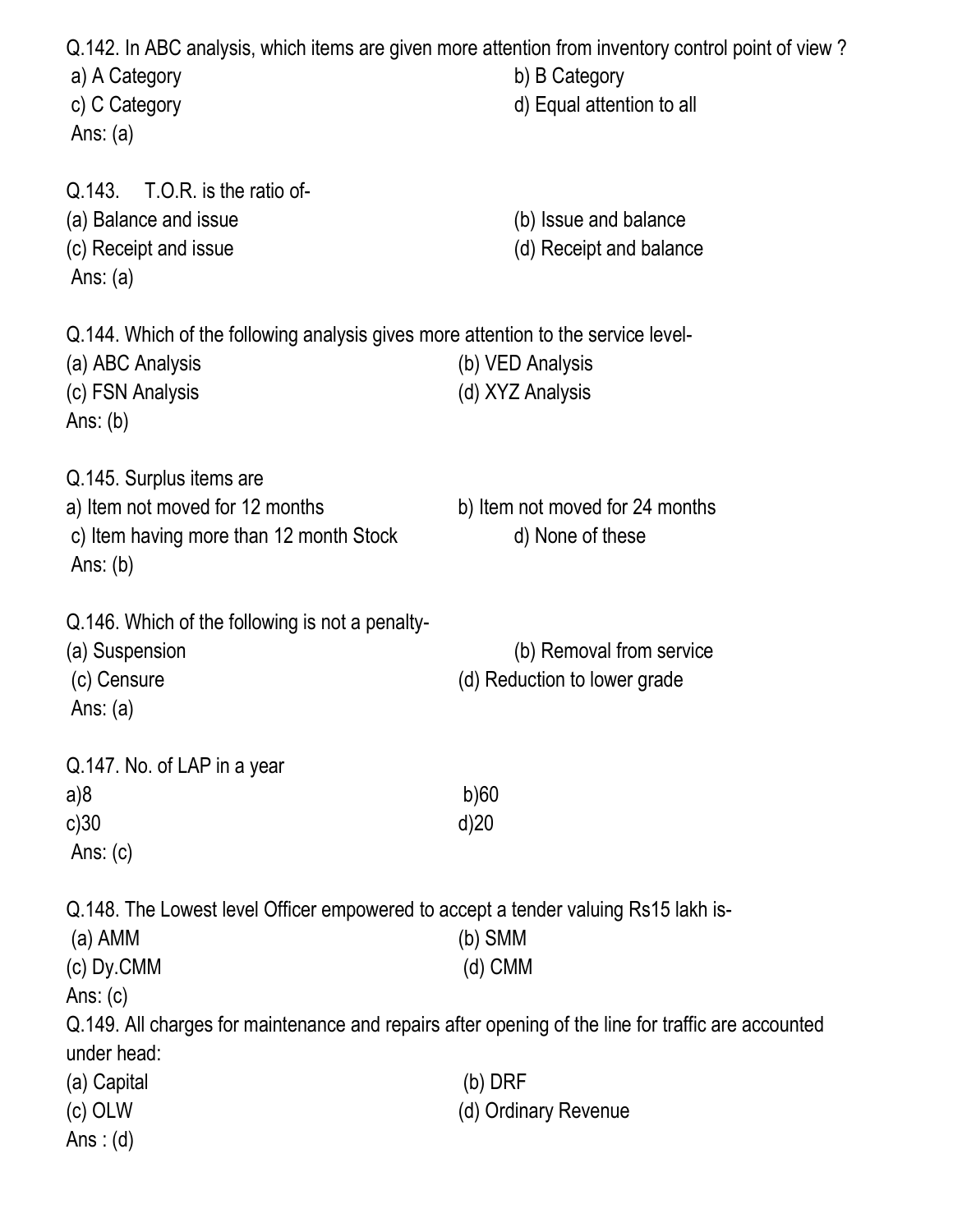Q.142. In ABC analysis, which items are given more attention from inventory control point of view ?

a) A Category

b) B Category

c) C Category

d) Equal attention to all

Ans: (a)

Q.143. T.O.R. is the ratio of-

(a) Balance and issue

(b) Issue and balance

(c) Receipt and issue

(d) Receipt and balance

Ans: (a)

Q.144. Which of the following analysis gives more attention to the service level-

(a) ABC Analysis

(b) VED Analysis

(c) FSN Analysis

(d) XYZ Analysis

Ans: (b)

Q.145. Surplus items are

a) Item not moved for 12 months

b) Item not moved for 24 months

c) Item having more than 12 month Stock

d) None of these

Ans: (b)

Q.146. Which of the following is not a penalty-

(a) Suspension

(b) Removal from service

(c) Censure

(d) Reduction to lower grade

Ans: (a)

Q.147. No. of LAP in a year

a)8

b)60

c)30

d)20

Ans: (c)

Q.148. The Lowest level Officer empowered to accept a tender valuing Rs15 lakh is-

(a) AMM

(b) SMM

(c) Dy.CMM

(d) CMM

Ans: (c)

Q.149. All charges for maintenance and repairs after opening of the line for traffic are accounted under head:

(a) Capital

(b) DRF

(c) OLW

(d) Ordinary Revenue

Ans : (d)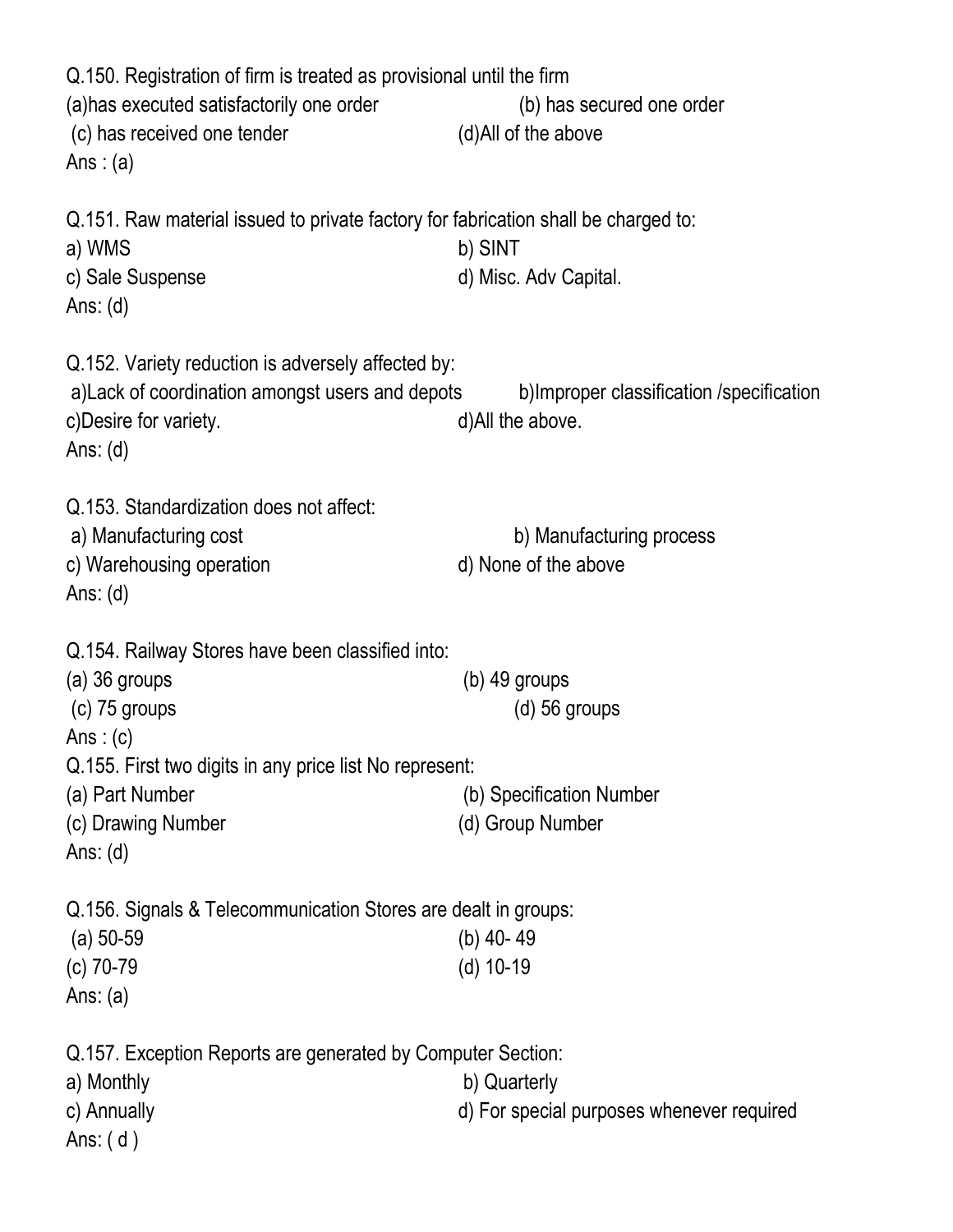Q.150. Registration of firm is treated as provisional until the firm

(a)has executed satisfactorily one order (b) has secured one order

(c) has received one tender (d)All of the above

Ans : (a)

Q.151. Raw material issued to private factory for fabrication shall be charged to:

a) WMS b) SINT

c) Sale Suspense d) Misc. Adv Capital.

Ans: (d)

Q.152. Variety reduction is adversely affected by:

a)Lack of coordination amongst users and depots b)Improper classification /specification

c)Desire for variety. d)All the above.

Ans: (d)

Q.153. Standardization does not affect:

a) Manufacturing cost b) Manufacturing process

c) Warehousing operation d) None of the above

Ans: (d)

Q.154. Railway Stores have been classified into:

(a) 36 groups (b) 49 groups

(c) 75 groups (d) 56 groups

Ans : (c)

Q.155. First two digits in any price list No represent:

(a) Part Number (b) Specification Number

(c) Drawing Number (d) Group Number

Ans: (d)

Q.156. Signals & Telecommunication Stores are dealt in groups:

(a) 50-59 (b) 40- 49

(c) 70-79 (d) 10-19

Ans: (a)

Q.157. Exception Reports are generated by Computer Section:

a) Monthly b) Quarterly

c) Annually d) For special purposes whenever required

Ans: ( d )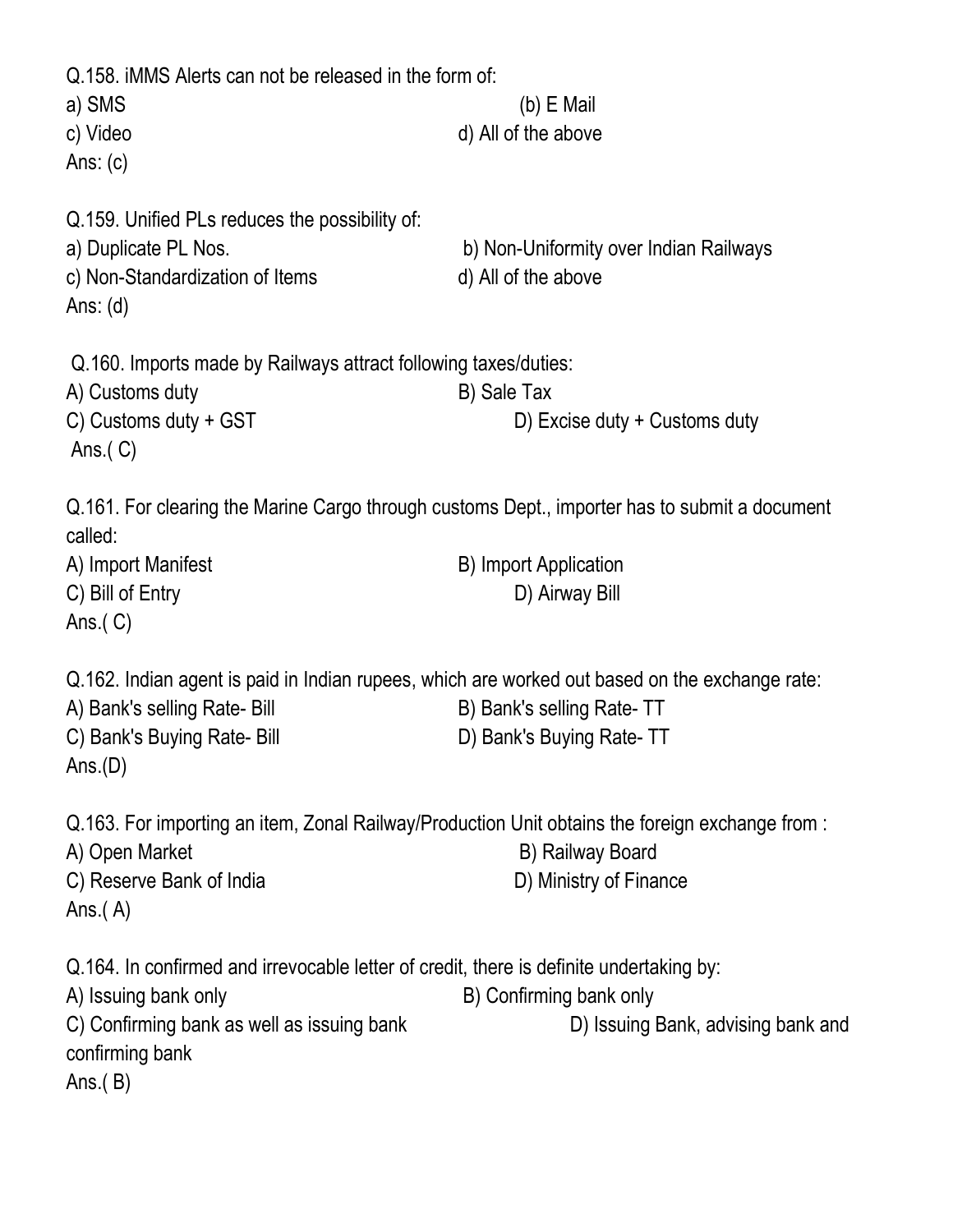Q.158. iMMS Alerts can not be released in the form of:

a) SMS (b) E Mail

c) Video d) All of the above

Ans: (c)

Q.159. Unified PLs reduces the possibility of:

a) Duplicate PL Nos. b) Non-Uniformity over Indian Railways

c) Non-Standardization of Items d) All of the above

Ans: (d)

Q.160. Imports made by Railways attract following taxes/duties:

A) Customs duty B) Sale Tax

C) Customs duty + GST D) Excise duty + Customs duty

Ans.( C)

Q.161. For clearing the Marine Cargo through customs Dept., importer has to submit a document called:

A) Import Manifest B) Import Application

C) Bill of Entry D) Airway Bill

Ans.( C)

Q.162. Indian agent is paid in Indian rupees, which are worked out based on the exchange rate:

A) Bank's selling Rate- Bill B) Bank's selling Rate- TT

C) Bank's Buying Rate- Bill D) Bank's Buying Rate- TT

Ans.(D)

Q.163. For importing an item, Zonal Railway/Production Unit obtains the foreign exchange from :

A) Open Market B) Railway Board

C) Reserve Bank of India D) Ministry of Finance

Ans.( A)

Q.164. In confirmed and irrevocable letter of credit, there is definite undertaking by:

A) Issuing bank only B) Confirming bank only

C) Confirming bank as well as issuing bank D) Issuing Bank, advising bank and confirming bank

Ans.( B)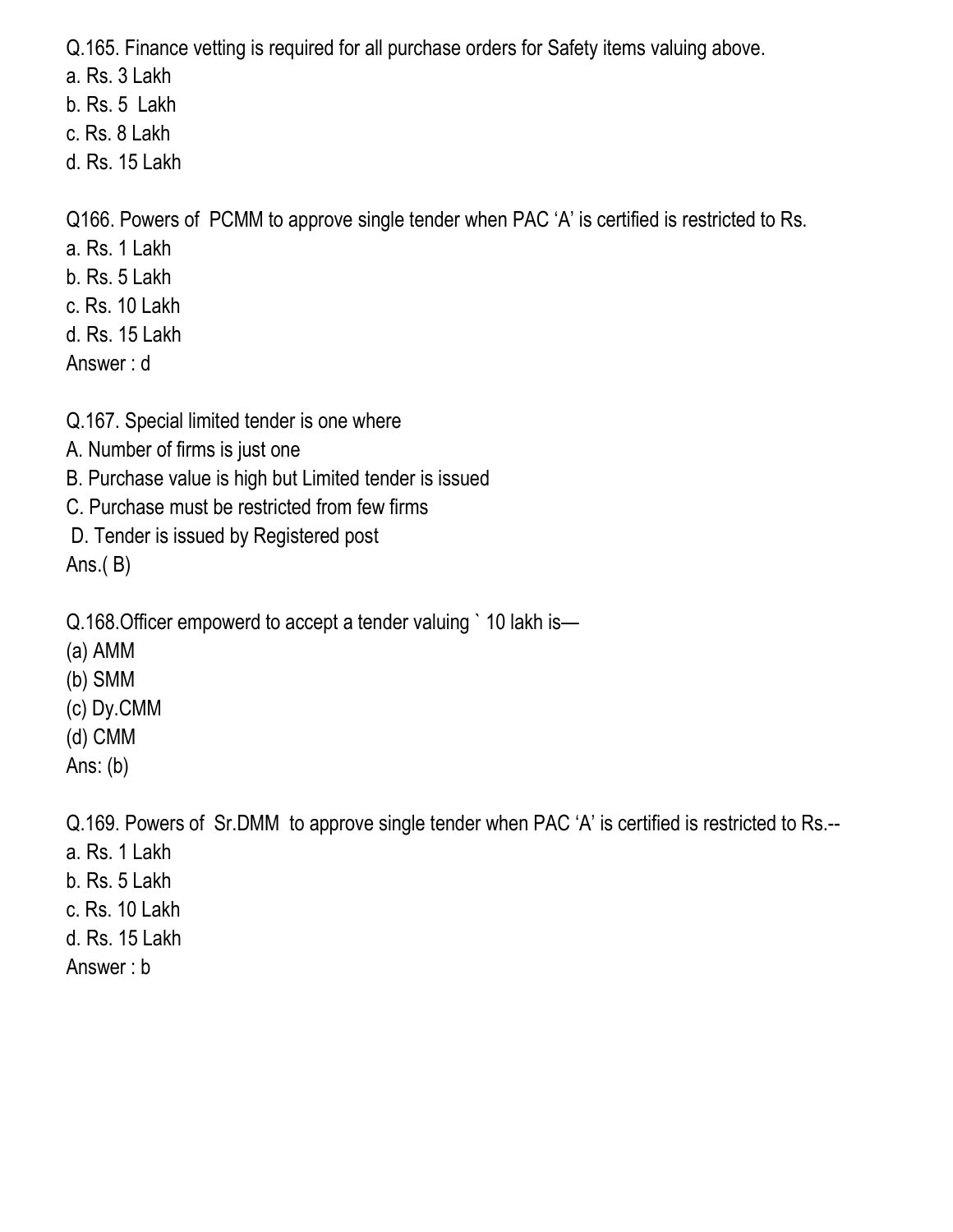Q.165. Finance vetting is required for all purchase orders for Safety items valuing above.

a. Rs. 3 Lakh
b. Rs. 5 Lakh
c. Rs. 8 Lakh
d. Rs. 15 Lakh

Q166. Powers of PCMM to approve single tender when PAC 'A' is certified is restricted to Rs.

a. Rs. 1 Lakh
b. Rs. 5 Lakh
c. Rs. 10 Lakh
d. Rs. 15 Lakh

Answer : d

Q.167. Special limited tender is one where

A. Number of firms is just one
B. Purchase value is high but Limited tender is issued
C. Purchase must be restricted from few firms
D. Tender is issued by Registered post

Ans.( B)

Q.168.Officer empowerd to accept a tender valuing ` 10 lakh is—

(a) AMM
(b) SMM
(c) Dy.CMM
(d) CMM

Ans: (b)

Q.169. Powers of Sr.DMM to approve single tender when PAC 'A' is certified is restricted to Rs.--

a. Rs. 1 Lakh
b. Rs. 5 Lakh
c. Rs. 10 Lakh
d. Rs. 15 Lakh

Answer : b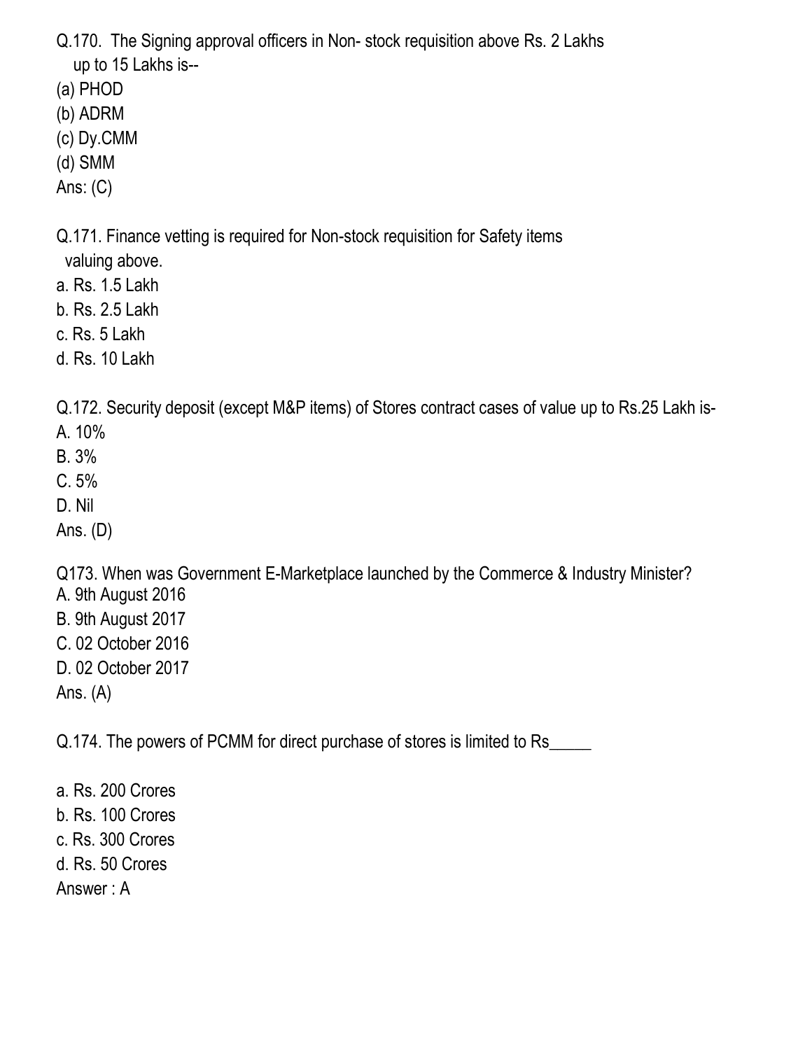Q.170. The Signing approval officers in Non- stock requisition above Rs. 2 Lakhs up to 15 Lakhs is--

(a) PHOD
(b) ADRM
(c) Dy.CMM
(d) SMM

Ans: (C)

Q.171. Finance vetting is required for Non-stock requisition for Safety items valuing above.

a. Rs. 1.5 Lakh
b. Rs. 2.5 Lakh
c. Rs. 5 Lakh
d. Rs. 10 Lakh

Q.172. Security deposit (except M&P items) of Stores contract cases of value up to Rs.25 Lakh is-

A. 10%
B. 3%
C. 5%
D. Nil

Ans. (D)

Q173. When was Government E-Marketplace launched by the Commerce & Industry Minister?

A. 9th August 2016
B. 9th August 2017
C. 02 October 2016
D. 02 October 2017

Ans. (A)

Q.174. The powers of PCMM for direct purchase of stores is limited to Rs_____

a. Rs. 200 Crores
b. Rs. 100 Crores
c. Rs. 300 Crores
d. Rs. 50 Crores

Answer : A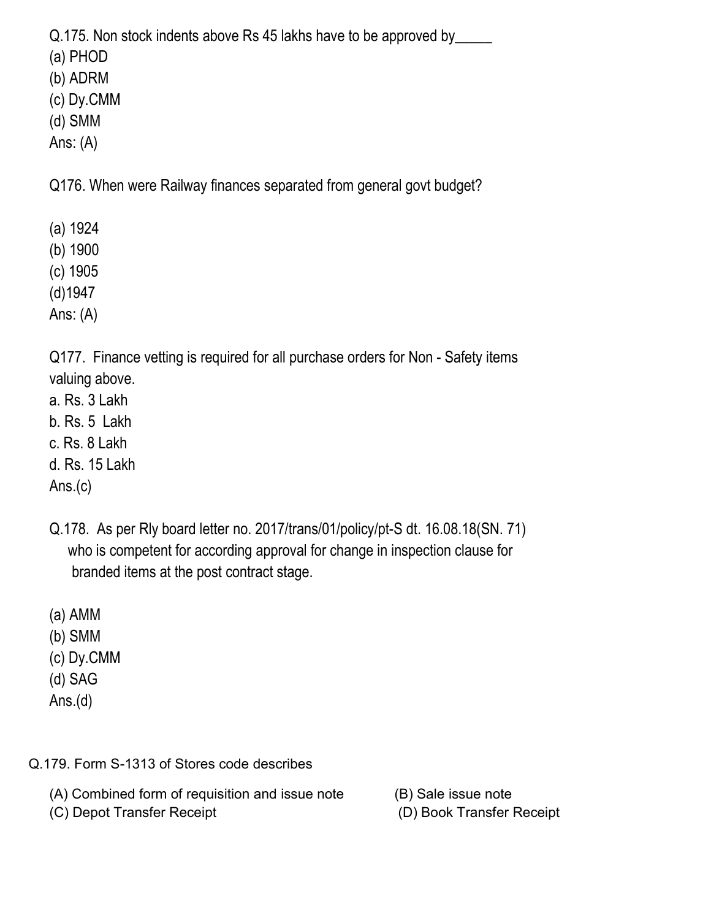Q.175. Non stock indents above Rs 45 lakhs have to be approved by_____

(a) PHOD
(b) ADRM
(c) Dy.CMM
(d) SMM
Ans: (A)

Q176. When were Railway finances separated from general govt budget?

(a) 1924
(b) 1900
(c) 1905
(d)1947
Ans: (A)

Q177. Finance vetting is required for all purchase orders for Non - Safety items valuing above.

a. Rs. 3 Lakh
b. Rs. 5 Lakh
c. Rs. 8 Lakh
d. Rs. 15 Lakh
Ans.(c)

Q.178. As per Rly board letter no. 2017/trans/01/policy/pt-S dt. 16.08.18(SN. 71) who is competent for according approval for change in inspection clause for branded items at the post contract stage.

(a) AMM
(b) SMM
(c) Dy.CMM
(d) SAG
Ans.(d)

Q.179. Form S-1313 of Stores code describes

(A) Combined form of requisition and issue note
(B) Sale issue note
(C) Depot Transfer Receipt
(D) Book Transfer Receipt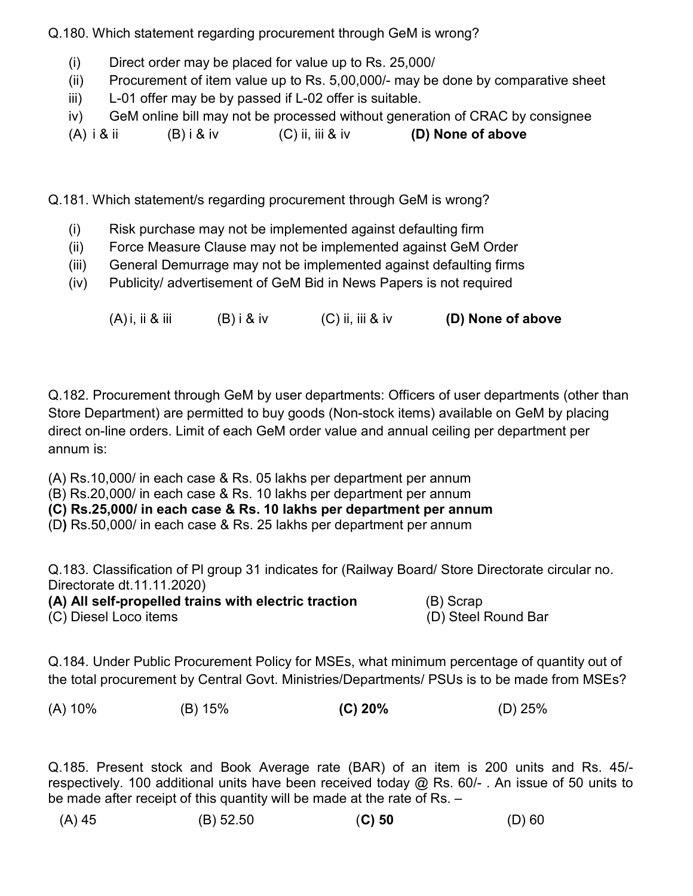Q.180. Which statement regarding procurement through GeM is wrong?

(i) Direct order may be placed for value up to Rs. 25,000/
(ii) Procurement of item value up to Rs. 5,00,000/- may be done by comparative sheet
iii) L-01 offer may be by passed if L-02 offer is suitable.
iv) GeM online bill may not be processed without generation of CRAC by consignee

(A) i & ii (B) i & iv (C) ii, iii & iv **(D) None of above**

Q.181. Which statement/s regarding procurement through GeM is wrong?

(i) Risk purchase may not be implemented against defaulting firm
(ii) Force Measure Clause may not be implemented against GeM Order
(iii) General Demurrage may not be implemented against defaulting firms
(iv) Publicity/ advertisement of GeM Bid in News Papers is not required

(A) i, ii & iii (B) i & iv (C) ii, iii & iv **(D) None of above**

Q.182. Procurement through GeM by user departments: Officers of user departments (other than Store Department) are permitted to buy goods (Non-stock items) available on GeM by placing direct on-line orders. Limit of each GeM order value and annual ceiling per department per annum is:

(A) Rs.10,000/ in each case & Rs. 05 lakhs per department per annum
(B) Rs.20,000/ in each case & Rs. 10 lakhs per department per annum
**(C) Rs.25,000/ in each case & Rs. 10 lakhs per department per annum**
(D) Rs.50,000/ in each case & Rs. 25 lakhs per department per annum

Q.183. Classification of PI group 31 indicates for (Railway Board/ Store Directorate circular no. Directorate dt.11.11.2020)

**(A) All self-propelled trains with electric traction** (B) Scrap
(C) Diesel Loco items (D) Steel Round Bar

Q.184. Under Public Procurement Policy for MSEs, what minimum percentage of quantity out of the total procurement by Central Govt. Ministries/Departments/ PSUs is to be made from MSEs?

(A) 10% (B) 15% **(C) 20%** (D) 25%

Q.185. Present stock and Book Average rate (BAR) of an item is 200 units and Rs. 45/- respectively. 100 additional units have been received today @ Rs. 60/- . An issue of 50 units to be made after receipt of this quantity will be made at the rate of Rs. –

(A) 45 (B) 52.50 **(C) 50** (D) 60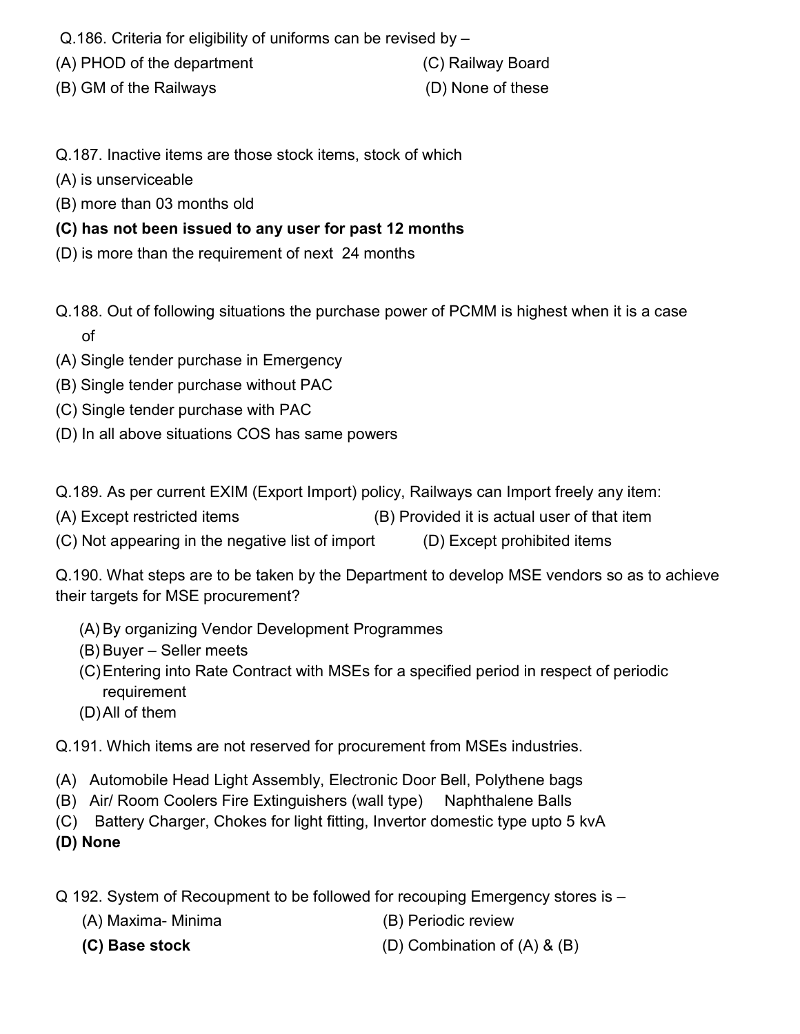Q.186. Criteria for eligibility of uniforms can be revised by –

(A) PHOD of the department

(B) GM of the Railways

(C) Railway Board

(D) None of these

Q.187. Inactive items are those stock items, stock of which

(A) is unserviceable

(B) more than 03 months old

**(C) has not been issued to any user for past 12 months**

(D) is more than the requirement of next 24 months

Q.188. Out of following situations the purchase power of PCMM is highest when it is a case of

(A) Single tender purchase in Emergency

(B) Single tender purchase without PAC

(C) Single tender purchase with PAC

(D) In all above situations COS has same powers

Q.189. As per current EXIM (Export Import) policy, Railways can Import freely any item:

(A) Except restricted items

(B) Provided it is actual user of that item

(C) Not appearing in the negative list of import

(D) Except prohibited items

Q.190. What steps are to be taken by the Department to develop MSE vendors so as to achieve their targets for MSE procurement?

(A) By organizing Vendor Development Programmes
(B) Buyer – Seller meets
(C) Entering into Rate Contract with MSEs for a specified period in respect of periodic requirement
(D) All of them

Q.191. Which items are not reserved for procurement from MSEs industries.

(A) Automobile Head Light Assembly, Electronic Door Bell, Polythene bags
(B) Air/ Room Coolers Fire Extinguishers (wall type) Naphthalene Balls
(C) Battery Charger, Chokes for light fitting, Invertor domestic type upto 5 kvA
**(D) None**

Q 192. System of Recoupment to be followed for recouping Emergency stores is –

(A) Maxima- Minima

(B) Periodic review

**(C) Base stock**

(D) Combination of (A) & (B)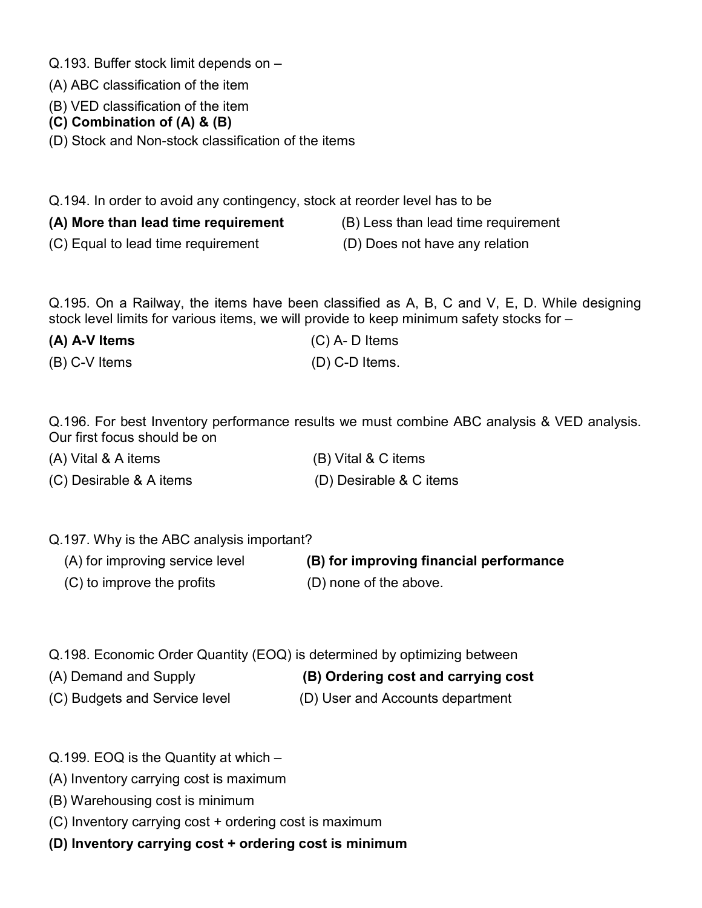Q.193. Buffer stock limit depends on –

(A) ABC classification of the item

(B) VED classification of the item

**(C) Combination of (A) & (B)**

(D) Stock and Non-stock classification of the items

Q.194. In order to avoid any contingency, stock at reorder level has to be

**(A) More than lead time requirement**

(B) Less than lead time requirement

(C) Equal to lead time requirement

(D) Does not have any relation

Q.195. On a Railway, the items have been classified as A, B, C and V, E, D. While designing stock level limits for various items, we will provide to keep minimum safety stocks for –

**(A) A-V Items**

(B) C-V Items

(C) A- D Items

(D) C-D Items.

Q.196. For best Inventory performance results we must combine ABC analysis & VED analysis. Our first focus should be on

(A) Vital & A items

(B) Vital & C items

(C) Desirable & A items

(D) Desirable & C items

Q.197. Why is the ABC analysis important?

(A) for improving service level

**(B) for improving financial performance**

(C) to improve the profits

(D) none of the above.

Q.198. Economic Order Quantity (EOQ) is determined by optimizing between

(A) Demand and Supply

**(B) Ordering cost and carrying cost**

(C) Budgets and Service level

(D) User and Accounts department

Q.199. EOQ is the Quantity at which –

(A) Inventory carrying cost is maximum

(B) Warehousing cost is minimum

(C) Inventory carrying cost + ordering cost is maximum

**(D) Inventory carrying cost + ordering cost is minimum**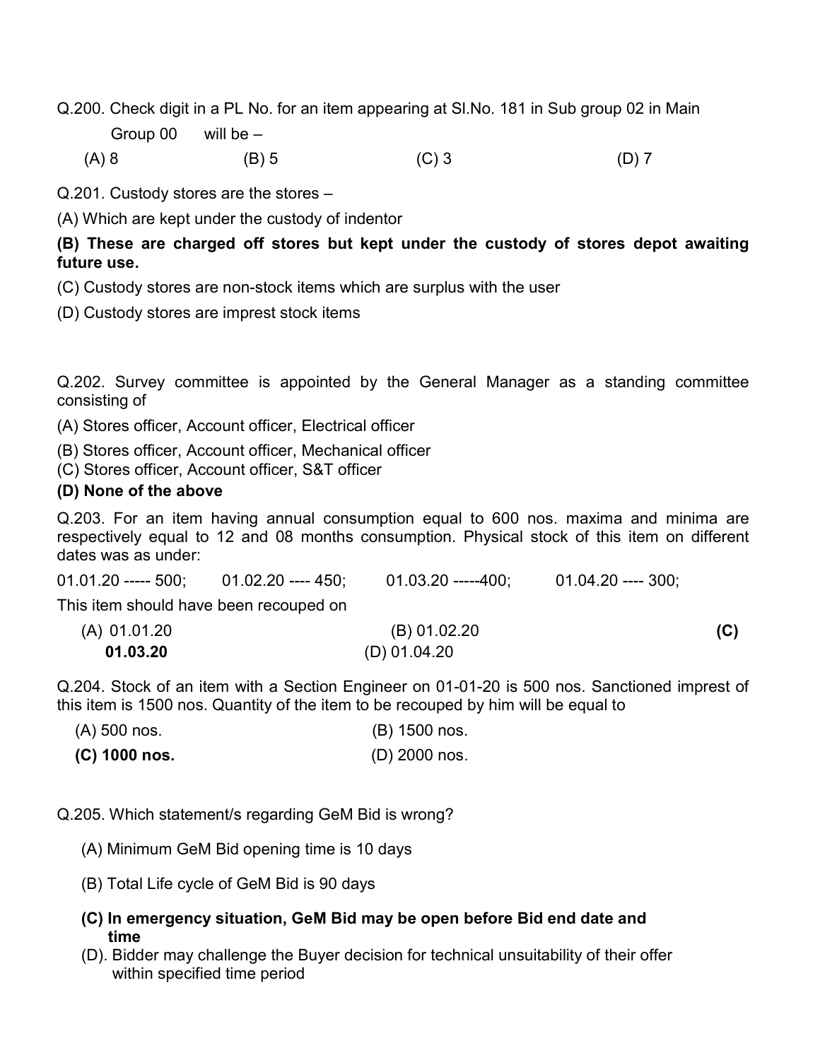Q.200. Check digit in a PL No. for an item appearing at Sl.No. 181 in Sub group 02 in Main Group 00 will be –

(A) 8 (B) 5 (C) 3 (D) 7

Q.201. Custody stores are the stores –

(A) Which are kept under the custody of indentor

**(B) These are charged off stores but kept under the custody of stores depot awaiting future use.**

(C) Custody stores are non-stock items which are surplus with the user

(D) Custody stores are imprest stock items

Q.202. Survey committee is appointed by the General Manager as a standing committee consisting of

(A) Stores officer, Account officer, Electrical officer

(B) Stores officer, Account officer, Mechanical officer

(C) Stores officer, Account officer, S&T officer

**(D) None of the above**

Q.203. For an item having annual consumption equal to 600 nos. maxima and minima are respectively equal to 12 and 08 months consumption. Physical stock of this item on different dates was as under:

01.01.20 ----- 500; 01.02.20 ---- 450; 01.03.20 -----400; 01.04.20 ---- 300;

This item should have been recouped on

(A) 01.01.20 (B) 01.02.20 **(C) 01.03.20** (D) 01.04.20

Q.204. Stock of an item with a Section Engineer on 01-01-20 is 500 nos. Sanctioned imprest of this item is 1500 nos. Quantity of the item to be recouped by him will be equal to

(A) 500 nos. (B) 1500 nos.

**(C) 1000 nos.** (D) 2000 nos.

Q.205. Which statement/s regarding GeM Bid is wrong?

(A) Minimum GeM Bid opening time is 10 days

(B) Total Life cycle of GeM Bid is 90 days

**(C) In emergency situation, GeM Bid may be open before Bid end date and time**

(D). Bidder may challenge the Buyer decision for technical unsuitability of their offer within specified time period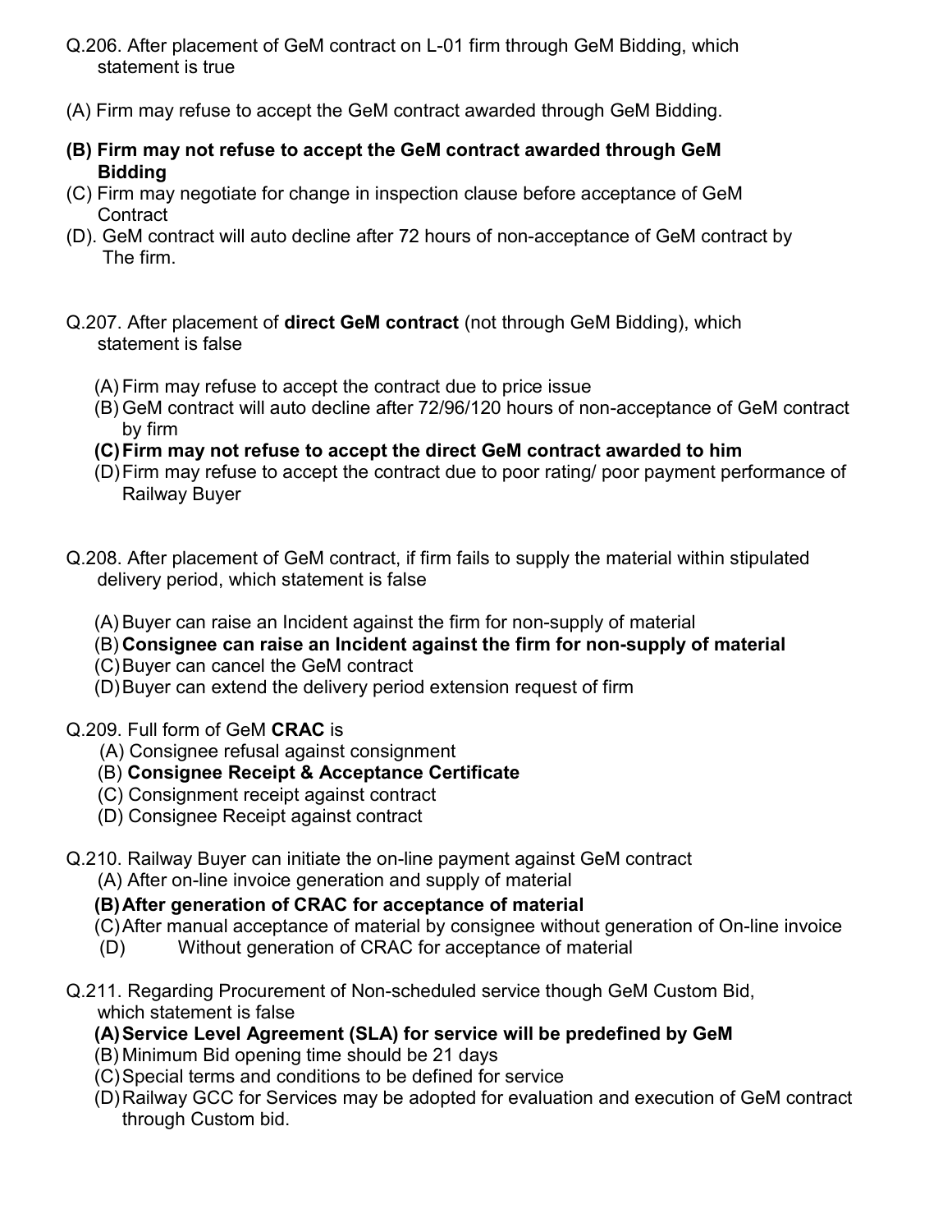Q.206. After placement of GeM contract on L-01 firm through GeM Bidding, which statement is true

(A) Firm may refuse to accept the GeM contract awarded through GeM Bidding.

**(B) Firm may not refuse to accept the GeM contract awarded through GeM Bidding**

(C) Firm may negotiate for change in inspection clause before acceptance of GeM Contract

(D). GeM contract will auto decline after 72 hours of non-acceptance of GeM contract by The firm.

Q.207. After placement of **direct GeM contract** (not through GeM Bidding), which statement is false

(A) Firm may refuse to accept the contract due to price issue

(B) GeM contract will auto decline after 72/96/120 hours of non-acceptance of GeM contract by firm

**(C) Firm may not refuse to accept the direct GeM contract awarded to him**

(D) Firm may refuse to accept the contract due to poor rating/ poor payment performance of Railway Buyer

Q.208. After placement of GeM contract, if firm fails to supply the material within stipulated delivery period, which statement is false

(A) Buyer can raise an Incident against the firm for non-supply of material

(B) **Consignee can raise an Incident against the firm for non-supply of material**

(C) Buyer can cancel the GeM contract

(D) Buyer can extend the delivery period extension request of firm

Q.209. Full form of GeM **CRAC** is

(A) Consignee refusal against consignment

(B) **Consignee Receipt & Acceptance Certificate**

(C) Consignment receipt against contract

(D) Consignee Receipt against contract

Q.210. Railway Buyer can initiate the on-line payment against GeM contract

(A) After on-line invoice generation and supply of material

**(B) After generation of CRAC for acceptance of material**

(C) After manual acceptance of material by consignee without generation of On-line invoice

(D) Without generation of CRAC for acceptance of material

Q.211. Regarding Procurement of Non-scheduled service though GeM Custom Bid, which statement is false

**(A) Service Level Agreement (SLA) for service will be predefined by GeM**

(B) Minimum Bid opening time should be 21 days

(C) Special terms and conditions to be defined for service

(D) Railway GCC for Services may be adopted for evaluation and execution of GeM contract through Custom bid.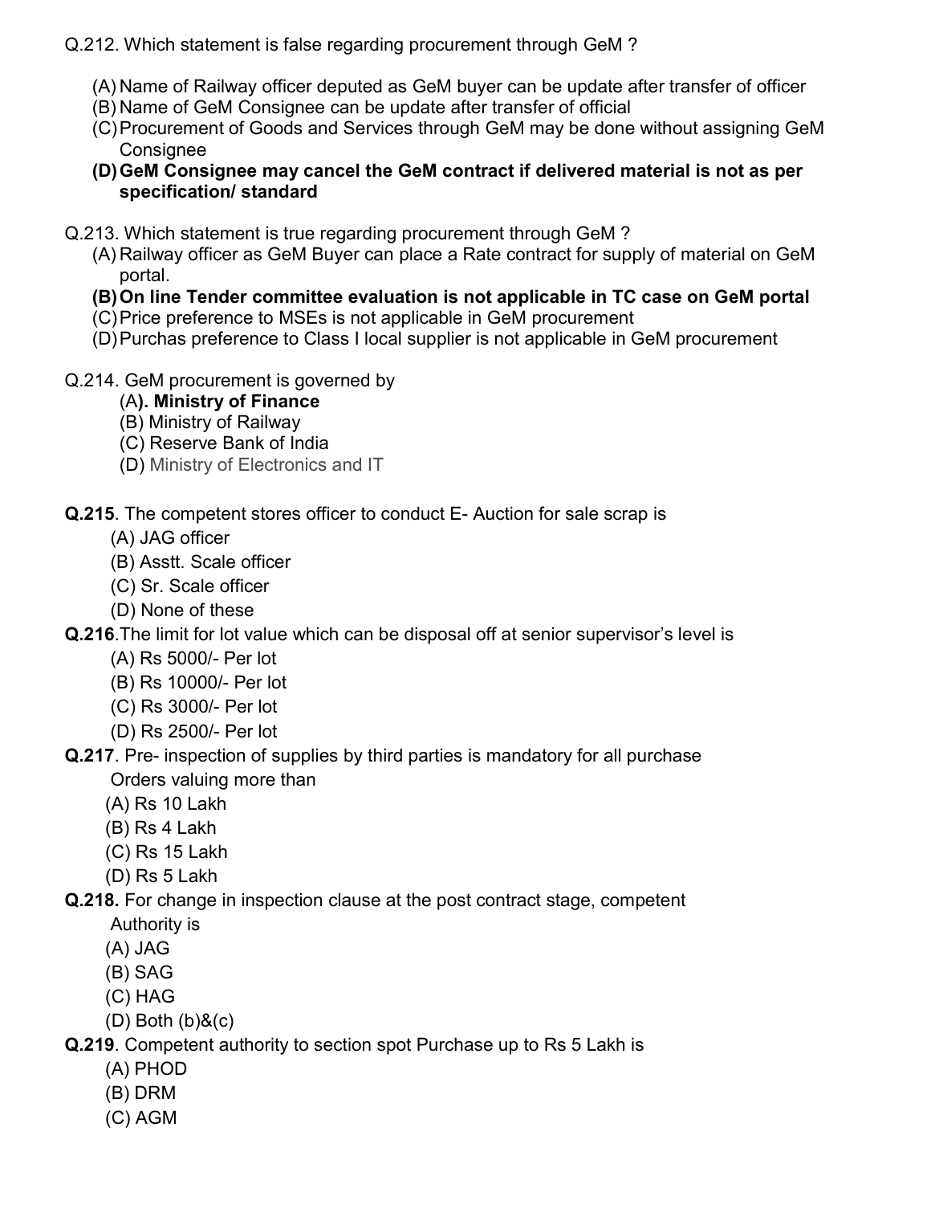Q.212. Which statement is false regarding procurement through GeM ?

(A) Name of Railway officer deputed as GeM buyer can be update after transfer of officer
(B) Name of GeM Consignee can be update after transfer of official
(C) Procurement of Goods and Services through GeM may be done without assigning GeM Consignee
**(D) GeM Consignee may cancel the GeM contract if delivered material is not as per specification/ standard**

Q.213. Which statement is true regarding procurement through GeM ?

(A) Railway officer as GeM Buyer can place a Rate contract for supply of material on GeM portal.
**(B) On line Tender committee evaluation is not applicable in TC case on GeM portal**
(C) Price preference to MSEs is not applicable in GeM procurement
(D) Purchas preference to Class I local supplier is not applicable in GeM procurement

Q.214. GeM procurement is governed by

(A**). Ministry of Finance**
(B) Ministry of Railway
(C) Reserve Bank of India
(D) Ministry of Electronics and IT

**Q.215**. The competent stores officer to conduct E- Auction for sale scrap is

(A) JAG officer
(B) Asstt. Scale officer
(C) Sr. Scale officer
(D) None of these

**Q.216**.The limit for lot value which can be disposal off at senior supervisor's level is

(A) Rs 5000/- Per lot
(B) Rs 10000/- Per lot
(C) Rs 3000/- Per lot
(D) Rs 2500/- Per lot

**Q.217**. Pre- inspection of supplies by third parties is mandatory for all purchase Orders valuing more than

(A) Rs 10 Lakh
(B) Rs 4 Lakh
(C) Rs 15 Lakh
(D) Rs 5 Lakh

**Q.218.** For change in inspection clause at the post contract stage, competent Authority is

(A) JAG
(B) SAG
(C) HAG
(D) Both (b)&(c)

**Q.219**. Competent authority to section spot Purchase up to Rs 5 Lakh is

(A) PHOD
(B) DRM
(C) AGM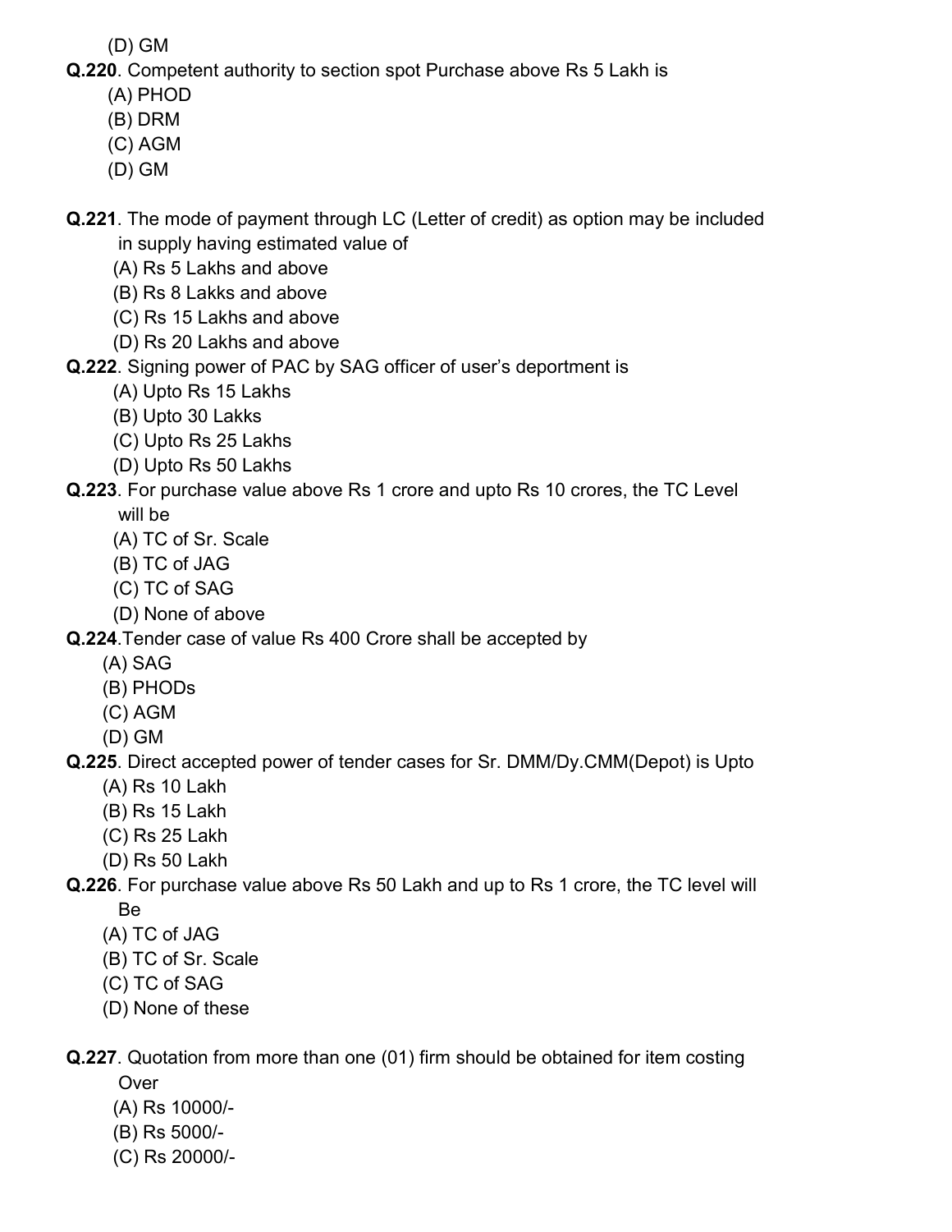(D) GM

**Q.220**. Competent authority to section spot Purchase above Rs 5 Lakh is

(A) PHOD
(B) DRM
(C) AGM
(D) GM

**Q.221**. The mode of payment through LC (Letter of credit) as option may be included in supply having estimated value of

(A) Rs 5 Lakhs and above
(B) Rs 8 Lakks and above
(C) Rs 15 Lakhs and above
(D) Rs 20 Lakhs and above

**Q.222**. Signing power of PAC by SAG officer of user's deportment is

(A) Upto Rs 15 Lakhs
(B) Upto 30 Lakks
(C) Upto Rs 25 Lakhs
(D) Upto Rs 50 Lakhs

**Q.223**. For purchase value above Rs 1 crore and upto Rs 10 crores, the TC Level will be

(A) TC of Sr. Scale
(B) TC of JAG
(C) TC of SAG
(D) None of above

**Q.224**.Tender case of value Rs 400 Crore shall be accepted by

(A) SAG
(B) PHODs
(C) AGM
(D) GM

**Q.225**. Direct accepted power of tender cases for Sr. DMM/Dy.CMM(Depot) is Upto

(A) Rs 10 Lakh
(B) Rs 15 Lakh
(C) Rs 25 Lakh
(D) Rs 50 Lakh

**Q.226**. For purchase value above Rs 50 Lakh and up to Rs 1 crore, the TC level will Be

(A) TC of JAG
(B) TC of Sr. Scale
(C) TC of SAG
(D) None of these

**Q.227**. Quotation from more than one (01) firm should be obtained for item costing Over

(A) Rs 10000/-
(B) Rs 5000/-
(C) Rs 20000/-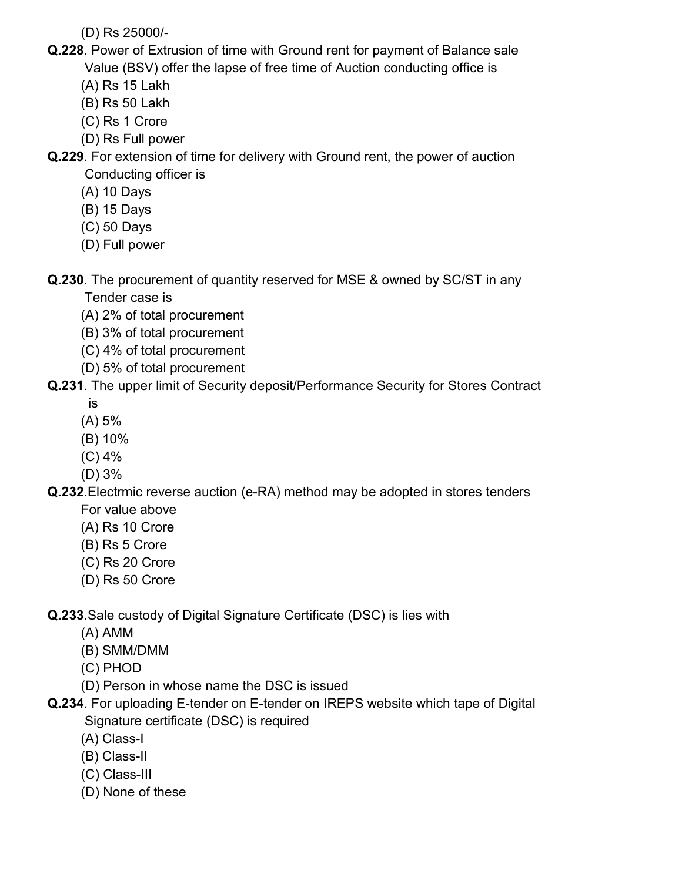(D) Rs 25000/-

**Q.228**. Power of Extrusion of time with Ground rent for payment of Balance sale Value (BSV) offer the lapse of free time of Auction conducting office is

(A) Rs 15 Lakh
(B) Rs 50 Lakh
(C) Rs 1 Crore
(D) Rs Full power

**Q.229**. For extension of time for delivery with Ground rent, the power of auction Conducting officer is

(A) 10 Days
(B) 15 Days
(C) 50 Days
(D) Full power

**Q.230**. The procurement of quantity reserved for MSE & owned by SC/ST in any Tender case is

(A) 2% of total procurement
(B) 3% of total procurement
(C) 4% of total procurement
(D) 5% of total procurement

**Q.231**. The upper limit of Security deposit/Performance Security for Stores Contract is

(A) 5%
(B) 10%
(C) 4%
(D) 3%

**Q.232**.Electrmic reverse auction (e-RA) method may be adopted in stores tenders For value above

(A) Rs 10 Crore
(B) Rs 5 Crore
(C) Rs 20 Crore
(D) Rs 50 Crore

**Q.233**.Sale custody of Digital Signature Certificate (DSC) is lies with

(A) AMM
(B) SMM/DMM
(C) PHOD
(D) Person in whose name the DSC is issued

**Q.234**. For uploading E-tender on E-tender on IREPS website which tape of Digital Signature certificate (DSC) is required

(A) Class-I
(B) Class-II
(C) Class-III
(D) None of these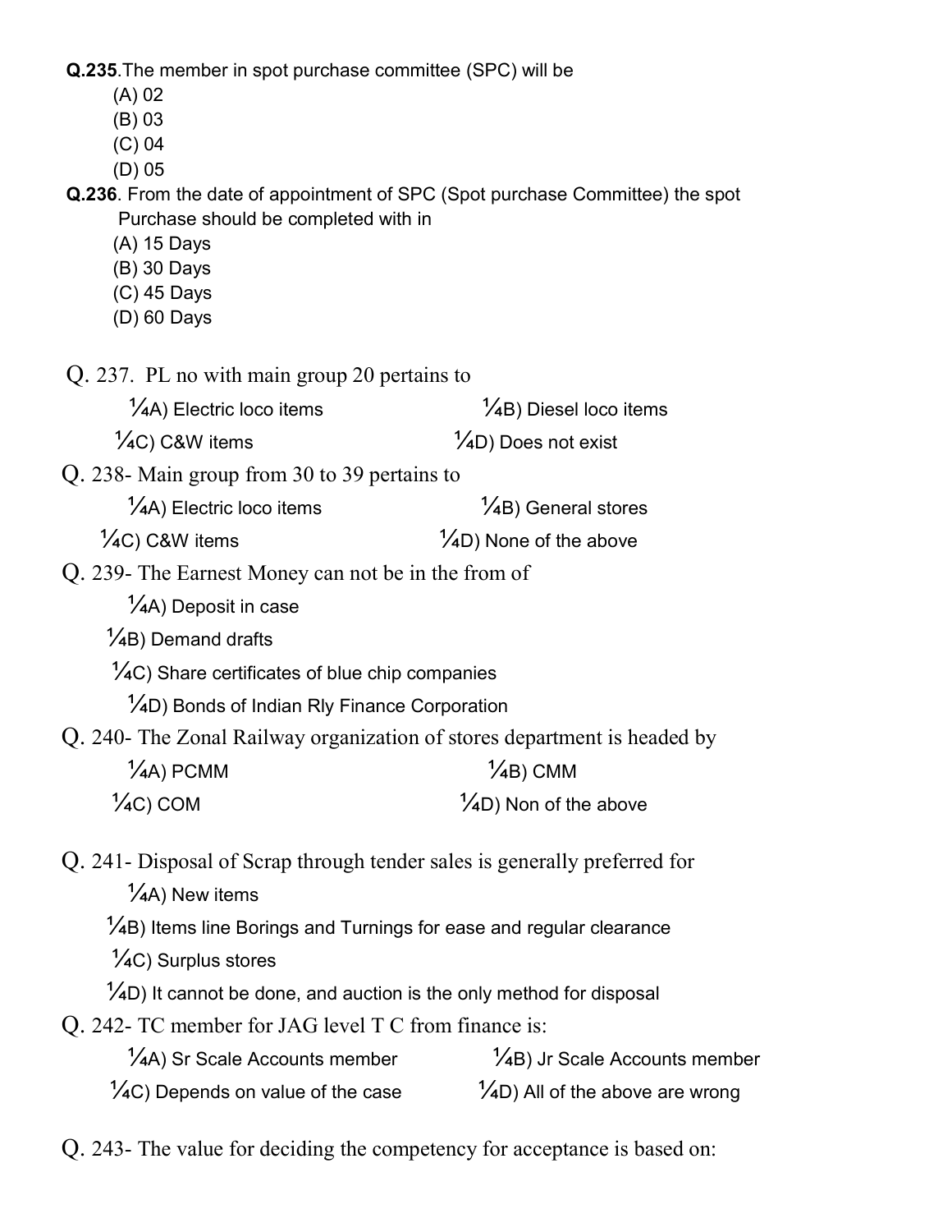**Q.235**.The member in spot purchase committee (SPC) will be

(A) 02
(B) 03
(C) 04
(D) 05

**Q.236**. From the date of appointment of SPC (Spot purchase Committee) the spot Purchase should be completed with in

(A) 15 Days
(B) 30 Days
(C) 45 Days
(D) 60 Days

Q. 237. PL no with main group 20 pertains to

¼A) Electric loco items
¼B) Diesel loco items
¼C) C&W items
¼D) Does not exist

Q. 238- Main group from 30 to 39 pertains to

¼A) Electric loco items
¼B) General stores
¼C) C&W items
¼D) None of the above

Q. 239- The Earnest Money can not be in the from of

¼A) Deposit in case
¼B) Demand drafts
¼C) Share certificates of blue chip companies
¼D) Bonds of Indian Rly Finance Corporation

Q. 240- The Zonal Railway organization of stores department is headed by

¼A) PCMM
¼B) CMM
¼C) COM
¼D) Non of the above

Q. 241- Disposal of Scrap through tender sales is generally preferred for

¼A) New items
¼B) Items line Borings and Turnings for ease and regular clearance
¼C) Surplus stores
¼D) It cannot be done, and auction is the only method for disposal

Q. 242- TC member for JAG level T C from finance is:

¼A) Sr Scale Accounts member
¼B) Jr Scale Accounts member
¼C) Depends on value of the case
¼D) All of the above are wrong

Q. 243- The value for deciding the competency for acceptance is based on: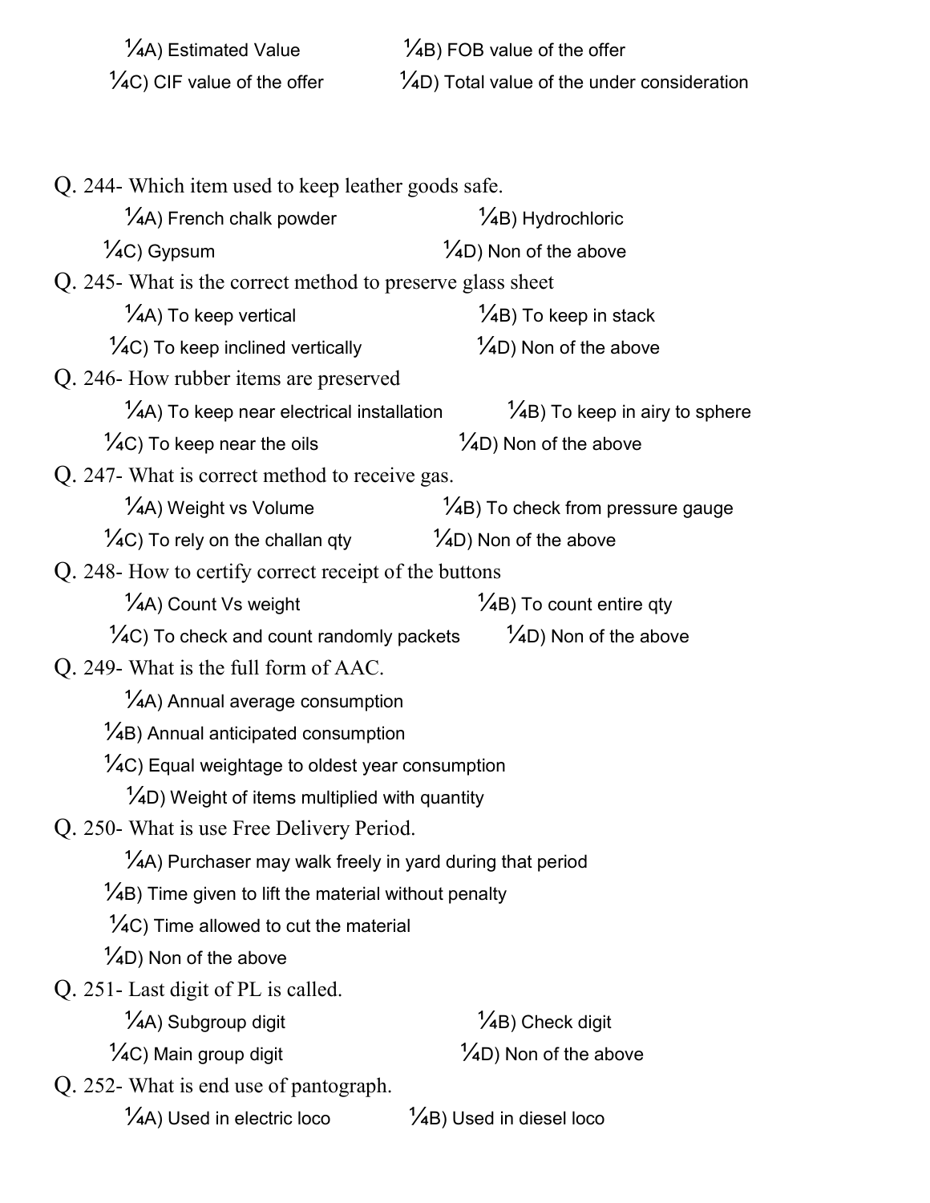¼A) Estimated Value ¼B) FOB value of the offer

¼C) CIF value of the offer ¼D) Total value of the under consideration

Q. 244- Which item used to keep leather goods safe.

¼A) French chalk powder ¼B) Hydrochloric

¼C) Gypsum ¼D) Non of the above

Q. 245- What is the correct method to preserve glass sheet

¼A) To keep vertical ¼B) To keep in stack

¼C) To keep inclined vertically ¼D) Non of the above

Q. 246- How rubber items are preserved

¼A) To keep near electrical installation ¼B) To keep in airy to sphere

¼C) To keep near the oils ¼D) Non of the above

Q. 247- What is correct method to receive gas.

¼A) Weight vs Volume ¼B) To check from pressure gauge

¼C) To rely on the challan qty ¼D) Non of the above

Q. 248- How to certify correct receipt of the buttons

¼A) Count Vs weight ¼B) To count entire qty

¼C) To check and count randomly packets ¼D) Non of the above

Q. 249- What is the full form of AAC.

¼A) Annual average consumption

¼B) Annual anticipated consumption

¼C) Equal weightage to oldest year consumption

¼D) Weight of items multiplied with quantity

Q. 250- What is use Free Delivery Period.

¼A) Purchaser may walk freely in yard during that period

¼B) Time given to lift the material without penalty

¼C) Time allowed to cut the material

¼D) Non of the above

Q. 251- Last digit of PL is called.

¼A) Subgroup digit ¼B) Check digit

¼C) Main group digit ¼D) Non of the above

Q. 252- What is end use of pantograph.

¼A) Used in electric loco ¼B) Used in diesel loco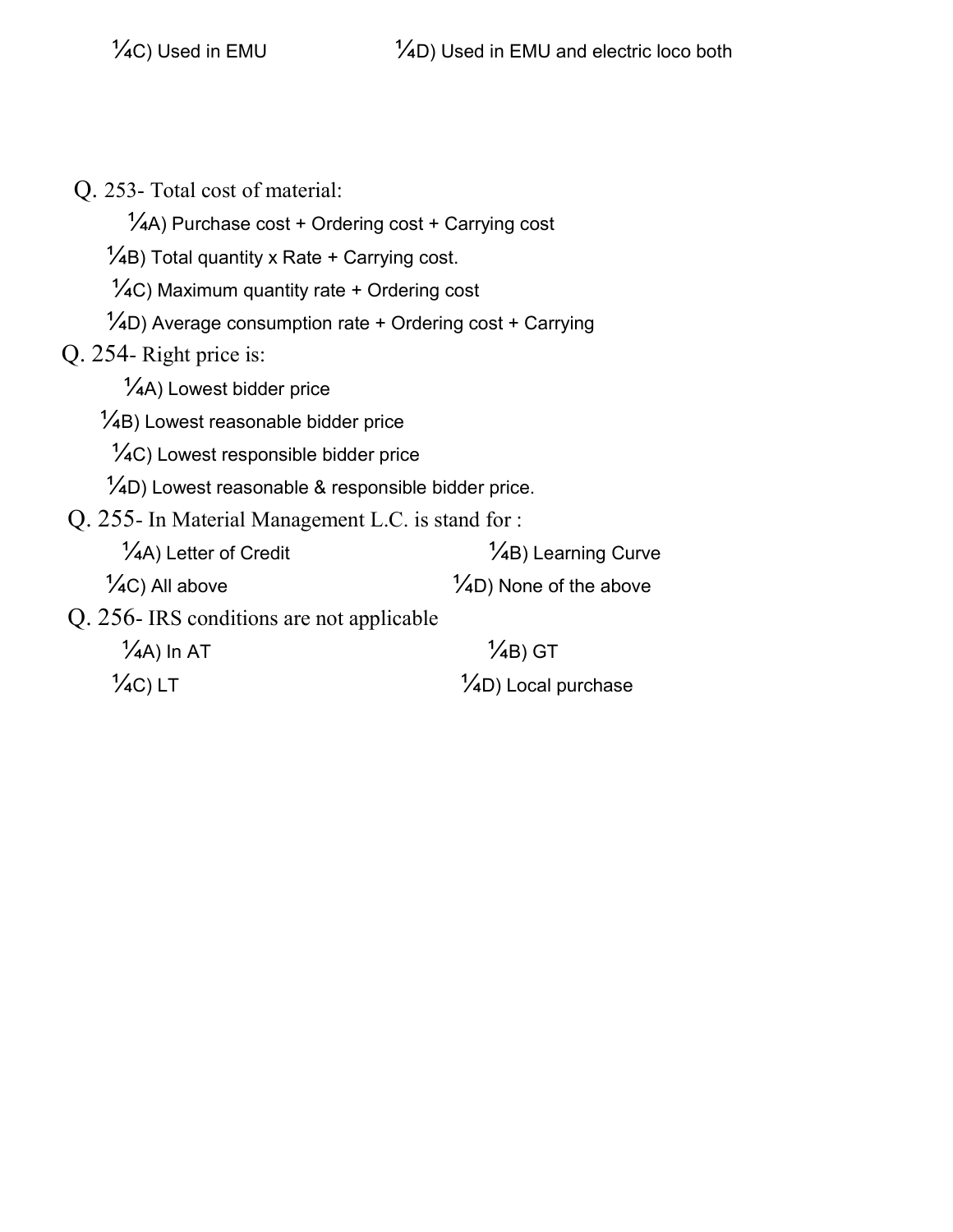¼C) Used in EMU ¼D) Used in EMU and electric loco both

Q. 253- Total cost of material:

¼A) Purchase cost + Ordering cost + Carrying cost

¼B) Total quantity x Rate + Carrying cost.

¼C) Maximum quantity rate + Ordering cost

¼D) Average consumption rate + Ordering cost + Carrying

Q. 254- Right price is:

¼A) Lowest bidder price

¼B) Lowest reasonable bidder price

¼C) Lowest responsible bidder price

¼D) Lowest reasonable & responsible bidder price.

Q. 255- In Material Management L.C. is stand for :

¼A) Letter of Credit ¼B) Learning Curve

¼C) All above ¼D) None of the above

Q. 256- IRS conditions are not applicable

¼A) In AT ¼B) GT

¼C) LT ¼D) Local purchase